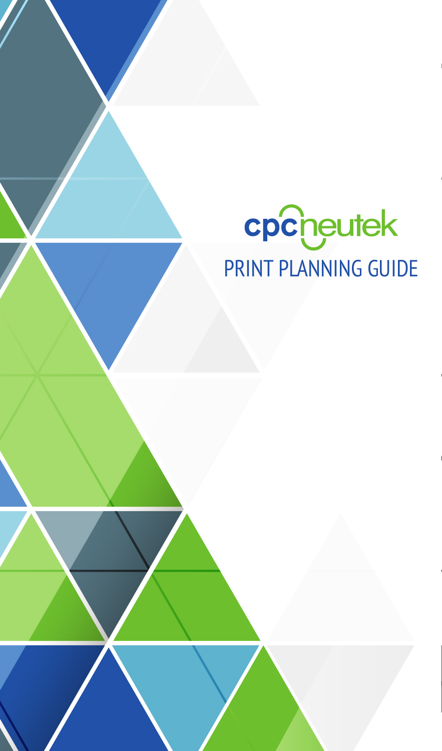# cpcneutek

## PRINT PLANNING GUIDE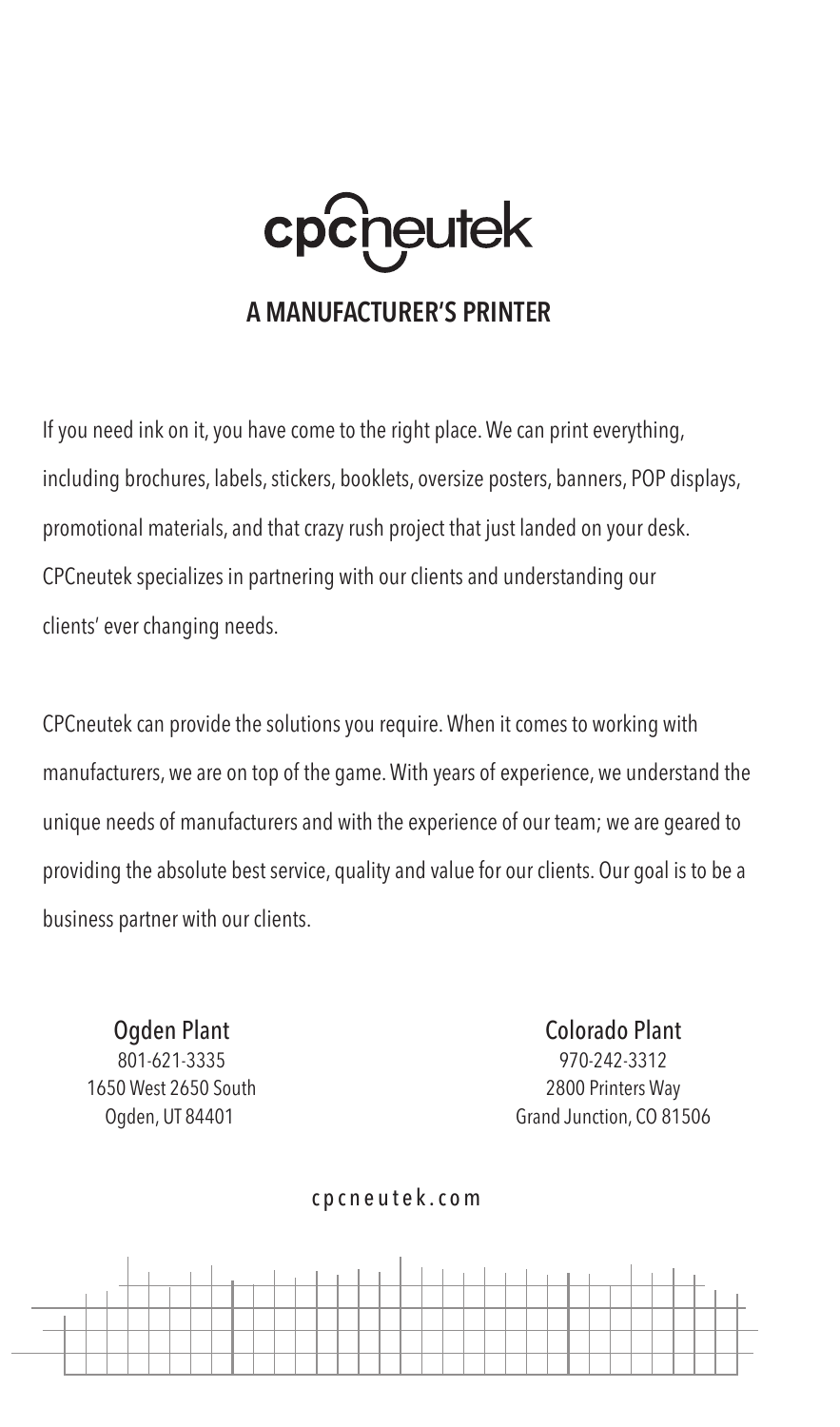# cpcneutek

## A MANUFACTURER'S PRINTER

If you need ink on it, you have come to the right place. We can print everything, including brochures, labels, stickers, booklets, oversize posters, banners, POP displays, promotional materials, and that crazy rush project that just landed on your desk. CPCneutek specializes in partnering with our clients and understanding our clients' ever changing needs.

CPCneutek can provide the solutions you require. When it comes to working with manufacturers, we are on top of the game. With years of experience, we understand the unique needs of manufacturers and with the experience of our team; we are geared to providing the absolute best service, quality and value for our clients. Our goal is to be a business partner with our clients.

**Ogden Plant**
801-621-3335
1650 West 2650 South
Ogden, UT 84401

**Colorado Plant**
970-242-3312
2800 Printers Way
Grand Junction, CO 81506

cpcneutek.com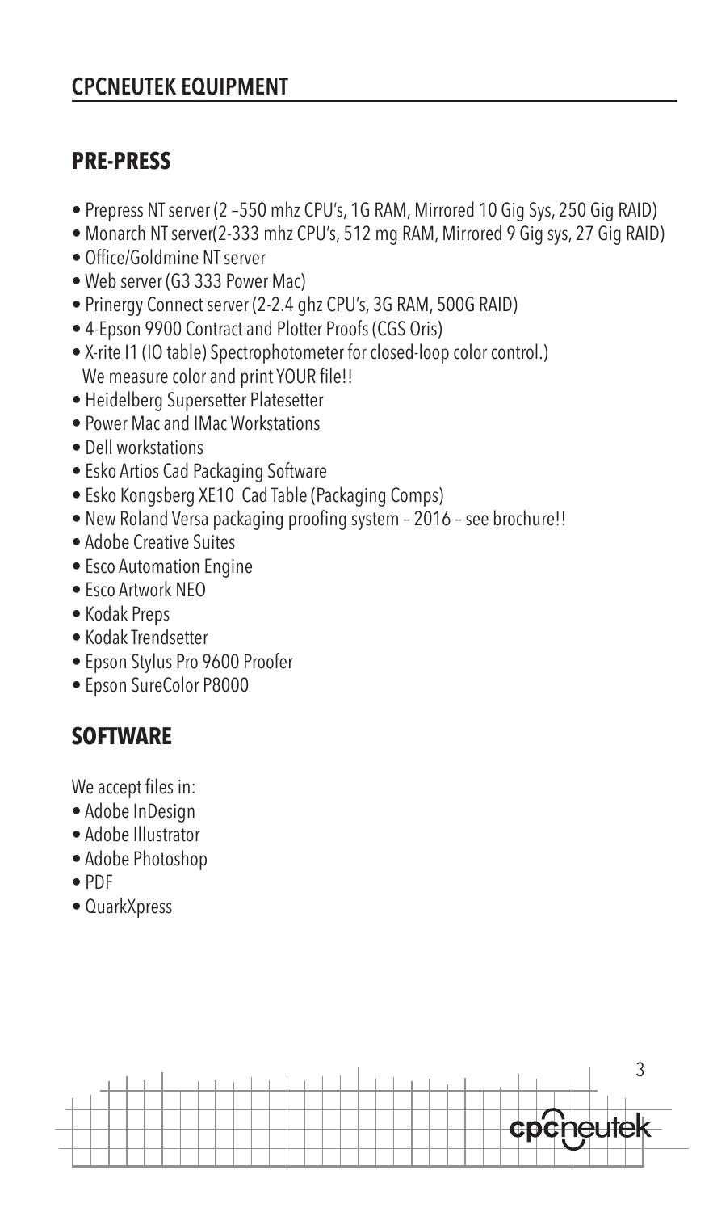# CPCNEUTEK EQUIPMENT

## PRE-PRESS

- Prepress NT server (2 –550 mhz CPU's, 1G RAM, Mirrored 10 Gig Sys, 250 Gig RAID)
- Monarch NT server(2-333 mhz CPU's, 512 mg RAM, Mirrored 9 Gig sys, 27 Gig RAID)
- Office/Goldmine NT server
- Web server (G3 333 Power Mac)
- Prinergy Connect server (2-2.4 ghz CPU's, 3G RAM, 500G RAID)
- 4-Epson 9900 Contract and Plotter Proofs (CGS Oris)
- X-rite I1 (IO table) Spectrophotometer for closed-loop color control.)
  We measure color and print YOUR file!!
- Heidelberg Supersetter Platesetter
- Power Mac and IMac Workstations
- Dell workstations
- Esko Artios Cad Packaging Software
- Esko Kongsberg XE10 Cad Table (Packaging Comps)
- New Roland Versa packaging proofing system – 2016 – see brochure!!
- Adobe Creative Suites
- Esco Automation Engine
- Esco Artwork NEO
- Kodak Preps
- Kodak Trendsetter
- Epson Stylus Pro 9600 Proofer
- Epson SureColor P8000

## SOFTWARE

We accept files in:

- Adobe InDesign
- Adobe Illustrator
- Adobe Photoshop
- PDF
- QuarkXpress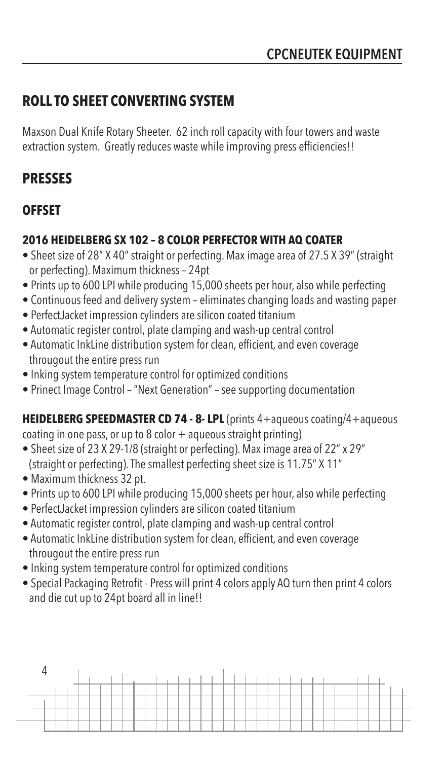# CPCNEUTEK EQUIPMENT

## ROLL TO SHEET CONVERTING SYSTEM

Maxson Dual Knife Rotary Sheeter. 62 inch roll capacity with four towers and waste extraction system. Greatly reduces waste while improving press efficiencies!!

## PRESSES

### OFFSET

#### 2016 HEIDELBERG SX 102 – 8 COLOR PERFECTOR WITH AQ COATER

- Sheet size of 28" X 40" straight or perfecting. Max image area of 27.5 X 39" (straight or perfecting). Maximum thickness – 24pt
- Prints up to 600 LPI while producing 15,000 sheets per hour, also while perfecting
- Continuous feed and delivery system – eliminates changing loads and wasting paper
- PerfectJacket impression cylinders are silicon coated titanium
- Automatic register control, plate clamping and wash-up central control
- Automatic InkLine distribution system for clean, efficient, and even coverage througout the entire press run
- Inking system temperature control for optimized conditions
- Prinect Image Control – "Next Generation" – see supporting documentation

**HEIDELBERG SPEEDMASTER CD 74 - 8- LPL** (prints 4+aqueous coating/4+aqueous coating in one pass, or up to 8 color + aqueous straight printing)

- Sheet size of 23 X 29-1/8 (straight or perfecting). Max image area of 22" x 29" (straight or perfecting). The smallest perfecting sheet size is 11.75" X 11"
- Maximum thickness 32 pt.
- Prints up to 600 LPI while producing 15,000 sheets per hour, also while perfecting
- PerfectJacket impression cylinders are silicon coated titanium
- Automatic register control, plate clamping and wash-up central control
- Automatic InkLine distribution system for clean, efficient, and even coverage througout the entire press run
- Inking system temperature control for optimized conditions
- Special Packaging Retrofit - Press will print 4 colors apply AQ turn then print 4 colors and die cut up to 24pt board all in line!!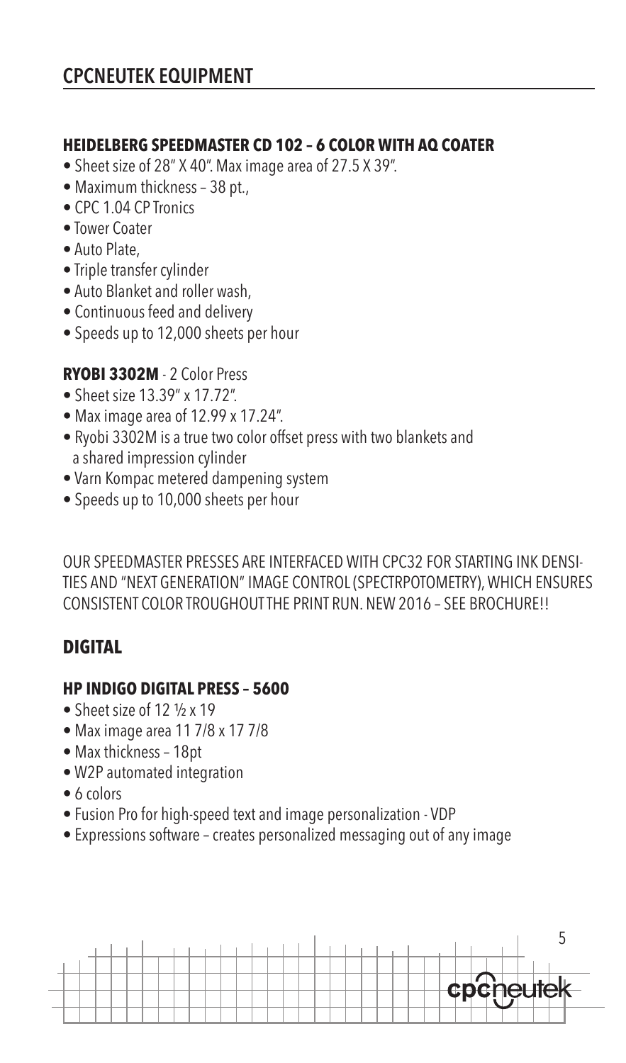## CPCNEUTEK EQUIPMENT

### HEIDELBERG SPEEDMASTER CD 102 – 6 COLOR WITH AQ COATER

- Sheet size of 28" X 40". Max image area of 27.5 X 39".
- Maximum thickness – 38 pt.,
- CPC 1.04 CP Tronics
- Tower Coater
- Auto Plate,
- Triple transfer cylinder
- Auto Blanket and roller wash,
- Continuous feed and delivery
- Speeds up to 12,000 sheets per hour

### RYOBI 3302M - 2 Color Press

- Sheet size 13.39" x 17.72".
- Max image area of 12.99 x 17.24".
- Ryobi 3302M is a true two color offset press with two blankets and a shared impression cylinder
- Varn Kompac metered dampening system
- Speeds up to 10,000 sheets per hour

OUR SPEEDMASTER PRESSES ARE INTERFACED WITH CPC32 FOR STARTING INK DENSITIES AND "NEXT GENERATION" IMAGE CONTROL (SPECTRPOTOMETRY), WHICH ENSURES CONSISTENT COLOR TROUGHOUT THE PRINT RUN. NEW 2016 – SEE BROCHURE!!

## DIGITAL

### HP INDIGO DIGITAL PRESS – 5600

- Sheet size of 12 ½ x 19
- Max image area 11 7/8 x 17 7/8
- Max thickness – 18pt
- W2P automated integration
- 6 colors
- Fusion Pro for high-speed text and image personalization - VDP
- Expressions software – creates personalized messaging out of any image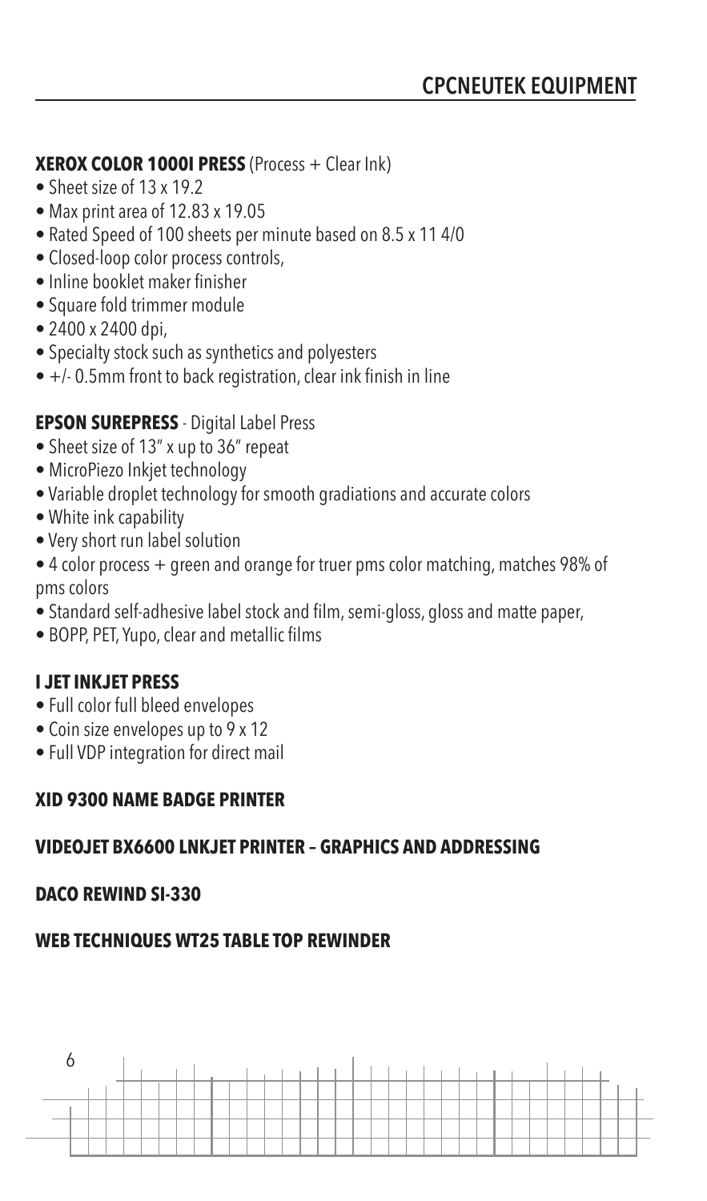# CPCNEUTEK EQUIPMENT

**XEROX COLOR 1000I PRESS** (Process + Clear Ink)

- Sheet size of 13 x 19.2
- Max print area of 12.83 x 19.05
- Rated Speed of 100 sheets per minute based on 8.5 x 11 4/0
- Closed-loop color process controls,
- Inline booklet maker finisher
- Square fold trimmer module
- 2400 x 2400 dpi,
- Specialty stock such as synthetics and polyesters
- +/- 0.5mm front to back registration, clear ink finish in line

**EPSON SUREPRESS** - Digital Label Press

- Sheet size of 13" x up to 36" repeat
- MicroPiezo Inkjet technology
- Variable droplet technology for smooth gradiations and accurate colors
- White ink capability
- Very short run label solution
- 4 color process + green and orange for truer pms color matching, matches 98% of pms colors
- Standard self-adhesive label stock and film, semi-gloss, gloss and matte paper,
- BOPP, PET, Yupo, clear and metallic films

**I JET INKJET PRESS**

- Full color full bleed envelopes
- Coin size envelopes up to 9 x 12
- Full VDP integration for direct mail

**XID 9300 NAME BADGE PRINTER**

**VIDEOJET BX6600 LNKJET PRINTER – GRAPHICS AND ADDRESSING**

**DACO REWIND SI-330**

**WEB TECHNIQUES WT25 TABLE TOP REWINDER**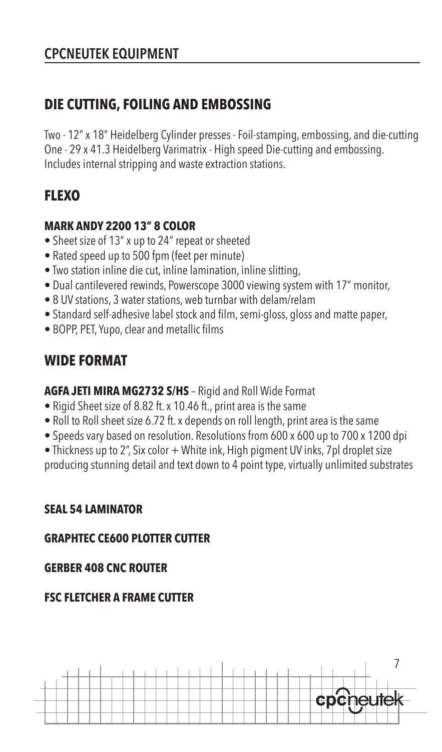# CPCNEUTEK EQUIPMENT

## DIE CUTTING, FOILING AND EMBOSSING

Two - 12" x 18" Heidelberg Cylinder presses - Foil-stamping, embossing, and die-cutting
One - 29 x 41.3 Heidelberg Varimatrix - High speed Die-cutting and embossing.
Includes internal stripping and waste extraction stations.

## FLEXO

### MARK ANDY 2200 13" 8 COLOR

- Sheet size of 13" x up to 24" repeat or sheeted
- Rated speed up to 500 fpm (feet per minute)
- Two station inline die cut, inline lamination, inline slitting,
- Dual cantilevered rewinds, Powerscope 3000 viewing system with 17" monitor,
- 8 UV stations, 3 water stations, web turnbar with delam/relam
- Standard self-adhesive label stock and film, semi-gloss, gloss and matte paper,
- BOPP, PET, Yupo, clear and metallic films

## WIDE FORMAT

### AGFA JETI MIRA MG2732 S/HS – Rigid and Roll Wide Format

- Rigid Sheet size of 8.82 ft. x 10.46 ft., print area is the same
- Roll to Roll sheet size 6.72 ft. x depends on roll length, print area is the same
- Speeds vary based on resolution. Resolutions from 600 x 600 up to 700 x 1200 dpi
- Thickness up to 2", Six color + White ink, High pigment UV inks, 7pl droplet size producing stunning detail and text down to 4 point type, virtually unlimited substrates

### SEAL 54 LAMINATOR

### GRAPHTEC CE600 PLOTTER CUTTER

### GERBER 408 CNC ROUTER

### FSC FLETCHER A FRAME CUTTER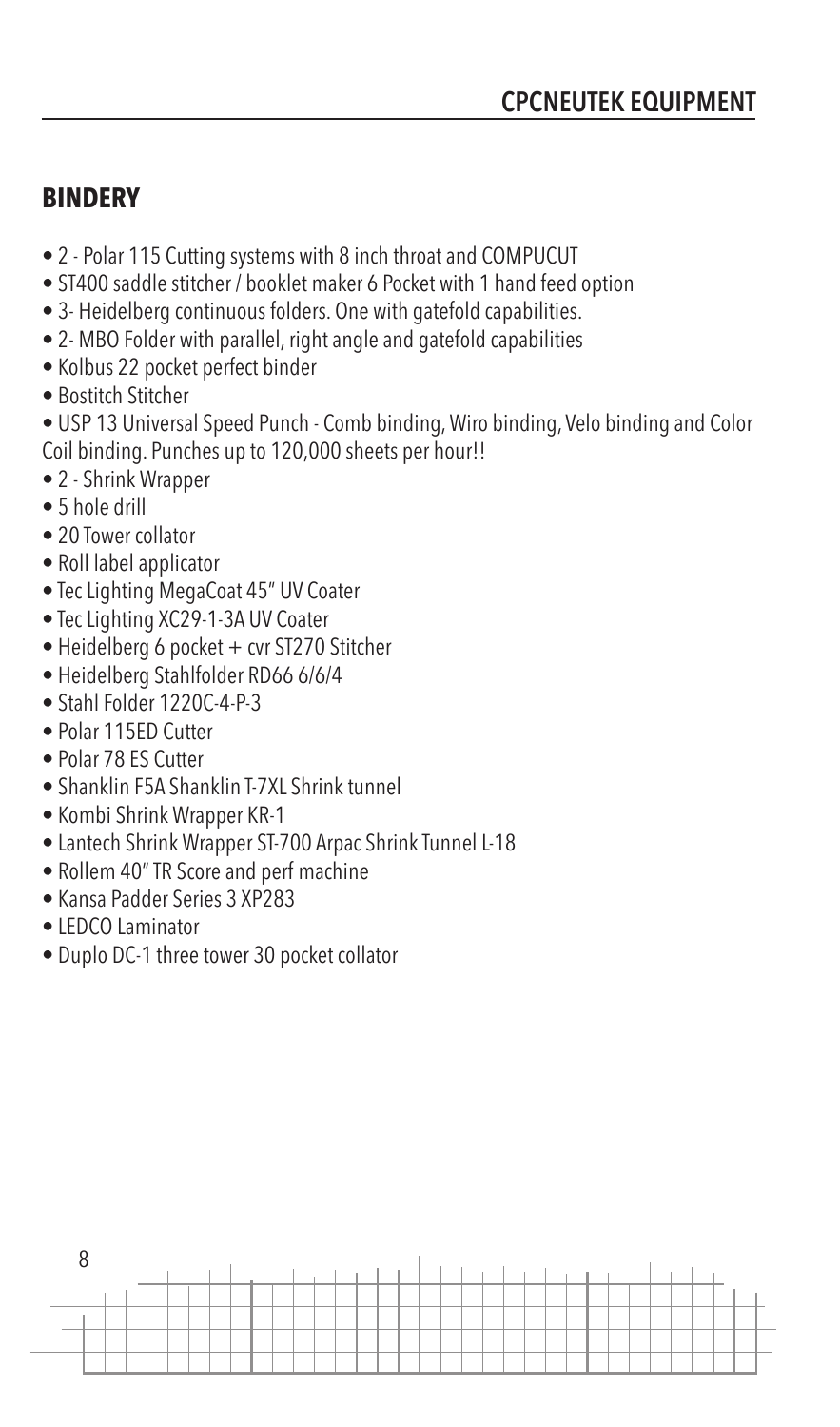## BINDERY

- 2 - Polar 115 Cutting systems with 8 inch throat and COMPUCUT
- ST400 saddle stitcher / booklet maker 6 Pocket with 1 hand feed option
- 3- Heidelberg continuous folders. One with gatefold capabilities.
- 2- MBO Folder with parallel, right angle and gatefold capabilities
- Kolbus 22 pocket perfect binder
- Bostitch Stitcher
- USP 13 Universal Speed Punch - Comb binding, Wiro binding, Velo binding and Color Coil binding. Punches up to 120,000 sheets per hour!!
- 2 - Shrink Wrapper
- 5 hole drill
- 20 Tower collator
- Roll label applicator
- Tec Lighting MegaCoat 45" UV Coater
- Tec Lighting XC29-1-3A UV Coater
- Heidelberg 6 pocket + cvr ST270 Stitcher
- Heidelberg Stahlfolder RD66 6/6/4
- Stahl Folder 1220C-4-P-3
- Polar 115ED Cutter
- Polar 78 ES Cutter
- Shanklin F5A Shanklin T-7XL Shrink tunnel
- Kombi Shrink Wrapper KR-1
- Lantech Shrink Wrapper ST-700 Arpac Shrink Tunnel L-18
- Rollem 40" TR Score and perf machine
- Kansa Padder Series 3 XP283
- LEDCO Laminator
- Duplo DC-1 three tower 30 pocket collator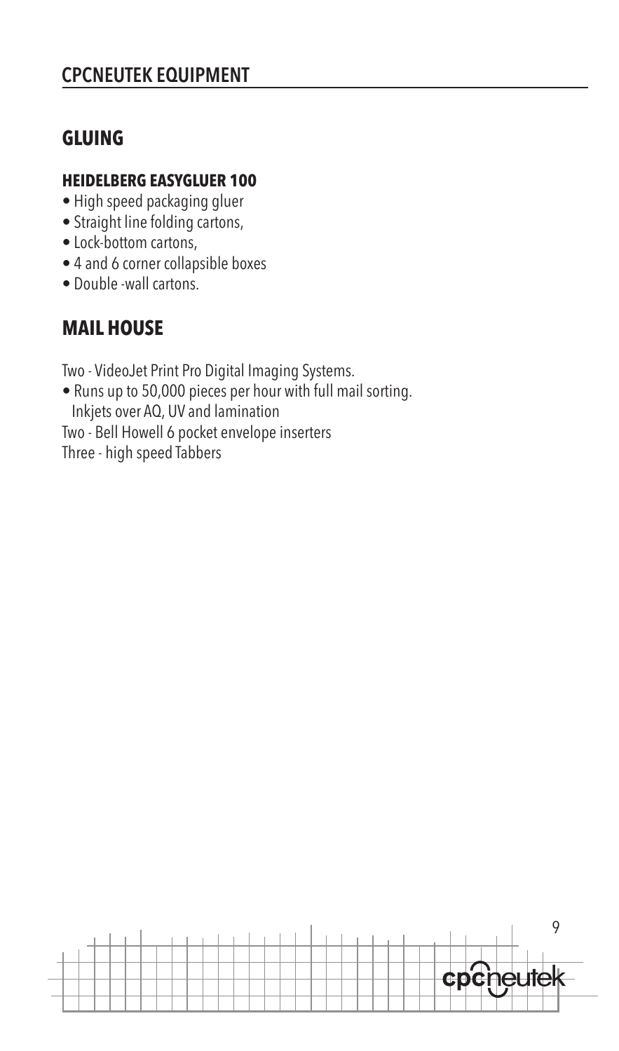# CPCNEUTEK EQUIPMENT

## GLUING

### HEIDELBERG EASYGLUER 100

- High speed packaging gluer
- Straight line folding cartons,
- Lock-bottom cartons,
- 4 and 6 corner collapsible boxes
- Double -wall cartons.

## MAIL HOUSE

Two - VideoJet Print Pro Digital Imaging Systems.

- Runs up to 50,000 pieces per hour with full mail sorting.
  Inkjets over AQ, UV and lamination

Two - Bell Howell 6 pocket envelope inserters

Three - high speed Tabbers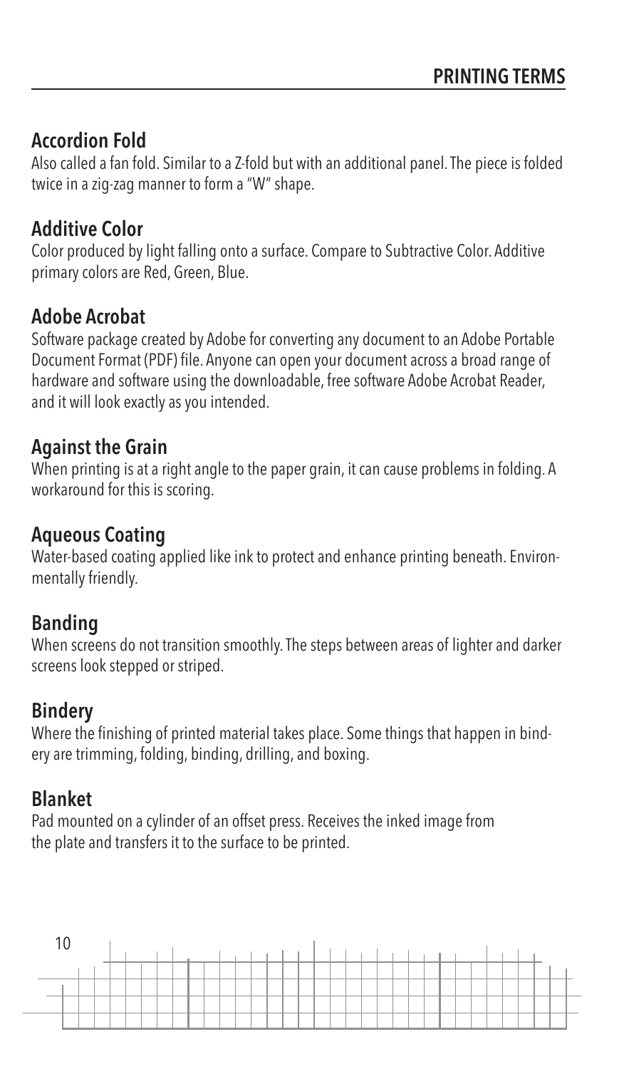## Accordion Fold

Also called a fan fold. Similar to a Z-fold but with an additional panel. The piece is folded twice in a zig-zag manner to form a "W" shape.

## Additive Color

Color produced by light falling onto a surface. Compare to Subtractive Color. Additive primary colors are Red, Green, Blue.

## Adobe Acrobat

Software package created by Adobe for converting any document to an Adobe Portable Document Format (PDF) file. Anyone can open your document across a broad range of hardware and software using the downloadable, free software Adobe Acrobat Reader, and it will look exactly as you intended.

## Against the Grain

When printing is at a right angle to the paper grain, it can cause problems in folding. A workaround for this is scoring.

## Aqueous Coating

Water-based coating applied like ink to protect and enhance printing beneath. Environmentally friendly.

## Banding

When screens do not transition smoothly. The steps between areas of lighter and darker screens look stepped or striped.

## Bindery

Where the finishing of printed material takes place. Some things that happen in bindery are trimming, folding, binding, drilling, and boxing.

## Blanket

Pad mounted on a cylinder of an offset press. Receives the inked image from the plate and transfers it to the surface to be printed.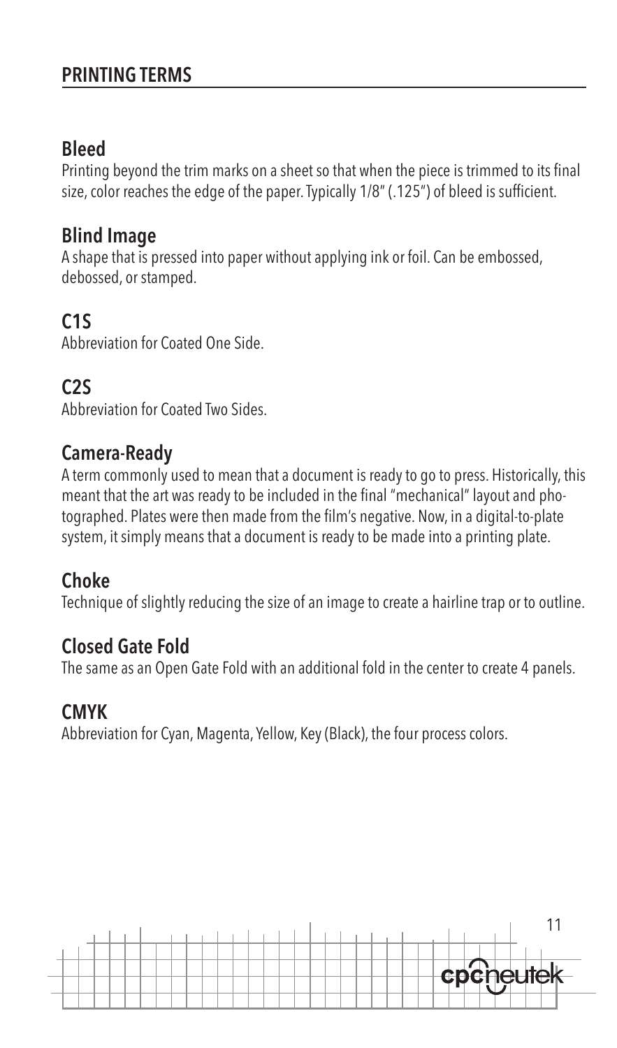## PRINTING TERMS

### Bleed

Printing beyond the trim marks on a sheet so that when the piece is trimmed to its final size, color reaches the edge of the paper. Typically 1/8" (.125") of bleed is sufficient.

### Blind Image

A shape that is pressed into paper without applying ink or foil. Can be embossed, debossed, or stamped.

### C1S

Abbreviation for Coated One Side.

### C2S

Abbreviation for Coated Two Sides.

### Camera-Ready

A term commonly used to mean that a document is ready to go to press. Historically, this meant that the art was ready to be included in the final "mechanical" layout and photographed. Plates were then made from the film's negative. Now, in a digital-to-plate system, it simply means that a document is ready to be made into a printing plate.

### Choke

Technique of slightly reducing the size of an image to create a hairline trap or to outline.

### Closed Gate Fold

The same as an Open Gate Fold with an additional fold in the center to create 4 panels.

### CMYK

Abbreviation for Cyan, Magenta, Yellow, Key (Black), the four process colors.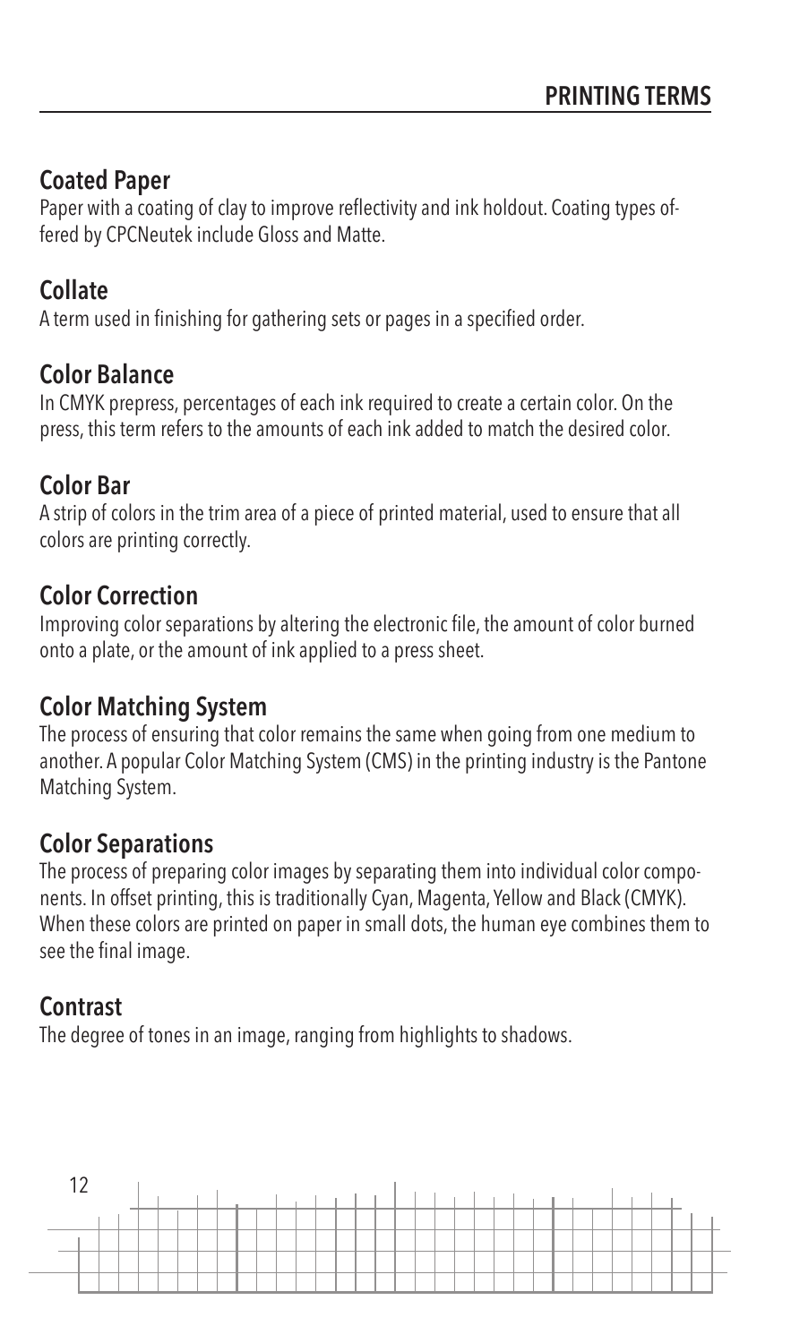## Coated Paper

Paper with a coating of clay to improve reflectivity and ink holdout. Coating types offered by CPCNeutek include Gloss and Matte.

## Collate

A term used in finishing for gathering sets or pages in a specified order.

## Color Balance

In CMYK prepress, percentages of each ink required to create a certain color. On the press, this term refers to the amounts of each ink added to match the desired color.

## Color Bar

A strip of colors in the trim area of a piece of printed material, used to ensure that all colors are printing correctly.

## Color Correction

Improving color separations by altering the electronic file, the amount of color burned onto a plate, or the amount of ink applied to a press sheet.

## Color Matching System

The process of ensuring that color remains the same when going from one medium to another. A popular Color Matching System (CMS) in the printing industry is the Pantone Matching System.

## Color Separations

The process of preparing color images by separating them into individual color components. In offset printing, this is traditionally Cyan, Magenta, Yellow and Black (CMYK). When these colors are printed on paper in small dots, the human eye combines them to see the final image.

## Contrast

The degree of tones in an image, ranging from highlights to shadows.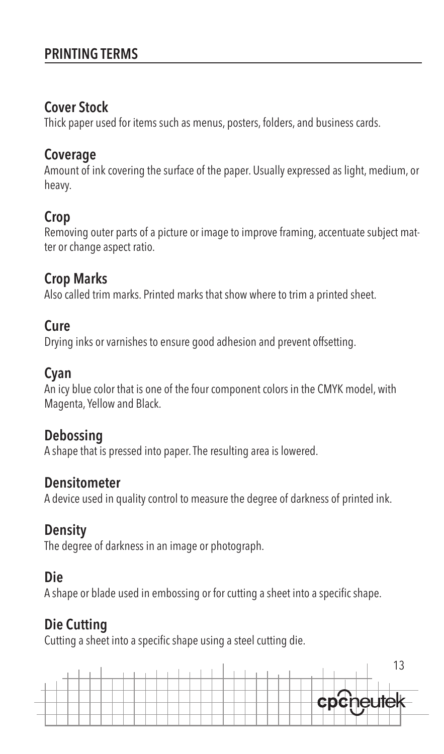## PRINTING TERMS

### Cover Stock

Thick paper used for items such as menus, posters, folders, and business cards.

### Coverage

Amount of ink covering the surface of the paper. Usually expressed as light, medium, or heavy.

### Crop

Removing outer parts of a picture or image to improve framing, accentuate subject matter or change aspect ratio.

### Crop Marks

Also called trim marks. Printed marks that show where to trim a printed sheet.

### Cure

Drying inks or varnishes to ensure good adhesion and prevent offsetting.

### Cyan

An icy blue color that is one of the four component colors in the CMYK model, with Magenta, Yellow and Black.

### Debossing

A shape that is pressed into paper. The resulting area is lowered.

### Densitometer

A device used in quality control to measure the degree of darkness of printed ink.

### Density

The degree of darkness in an image or photograph.

### Die

A shape or blade used in embossing or for cutting a sheet into a specific shape.

### Die Cutting

Cutting a sheet into a specific shape using a steel cutting die.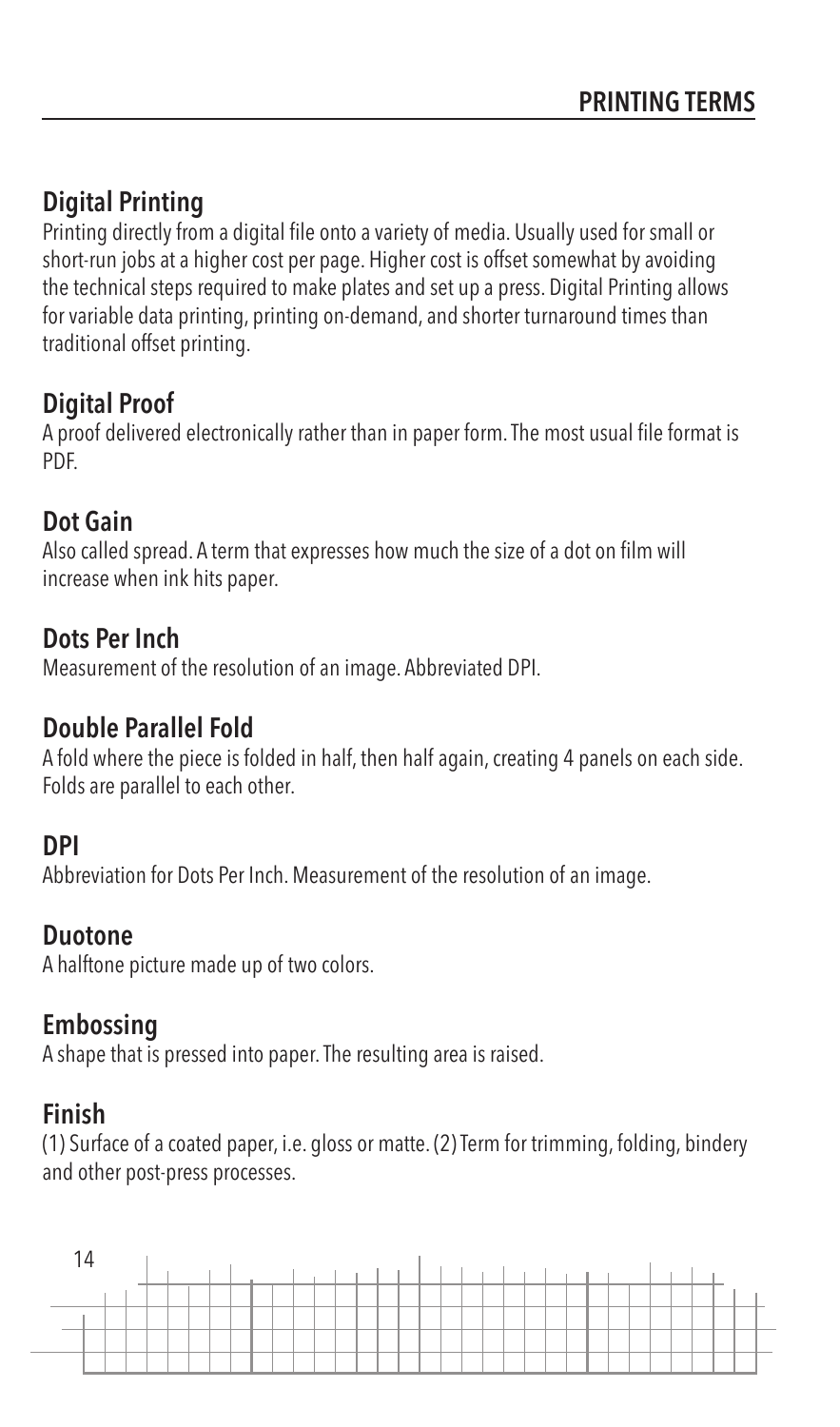## Digital Printing

Printing directly from a digital file onto a variety of media. Usually used for small or short-run jobs at a higher cost per page. Higher cost is offset somewhat by avoiding the technical steps required to make plates and set up a press. Digital Printing allows for variable data printing, printing on-demand, and shorter turnaround times than traditional offset printing.

## Digital Proof

A proof delivered electronically rather than in paper form. The most usual file format is PDF.

## Dot Gain

Also called spread. A term that expresses how much the size of a dot on film will increase when ink hits paper.

## Dots Per Inch

Measurement of the resolution of an image. Abbreviated DPI.

## Double Parallel Fold

A fold where the piece is folded in half, then half again, creating 4 panels on each side. Folds are parallel to each other.

## DPI

Abbreviation for Dots Per Inch. Measurement of the resolution of an image.

## Duotone

A halftone picture made up of two colors.

## Embossing

A shape that is pressed into paper. The resulting area is raised.

## Finish

(1) Surface of a coated paper, i.e. gloss or matte. (2) Term for trimming, folding, bindery and other post-press processes.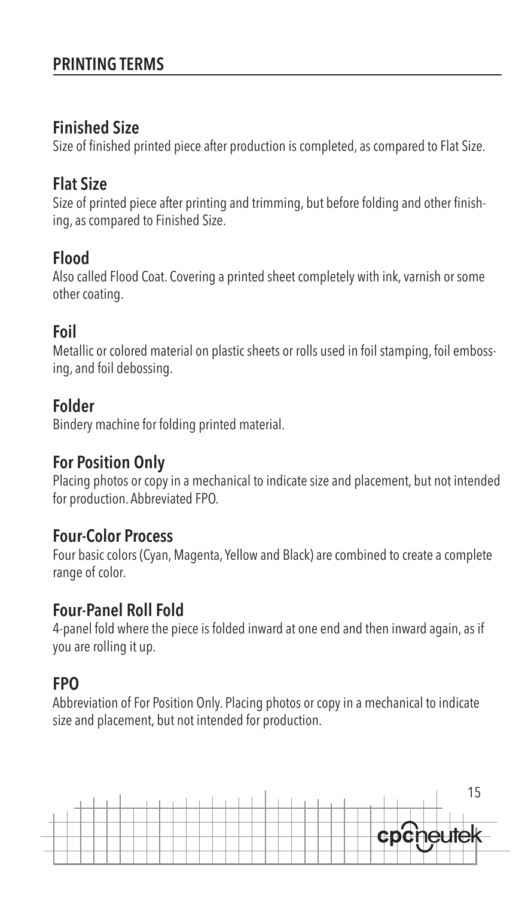## PRINTING TERMS

### Finished Size
Size of finished printed piece after production is completed, as compared to Flat Size.

### Flat Size
Size of printed piece after printing and trimming, but before folding and other finishing, as compared to Finished Size.

### Flood
Also called Flood Coat. Covering a printed sheet completely with ink, varnish or some other coating.

### Foil
Metallic or colored material on plastic sheets or rolls used in foil stamping, foil embossing, and foil debossing.

### Folder
Bindery machine for folding printed material.

### For Position Only
Placing photos or copy in a mechanical to indicate size and placement, but not intended for production. Abbreviated FPO.

### Four-Color Process
Four basic colors (Cyan, Magenta, Yellow and Black) are combined to create a complete range of color.

### Four-Panel Roll Fold
4-panel fold where the piece is folded inward at one end and then inward again, as if you are rolling it up.

### FPO
Abbreviation of For Position Only. Placing photos or copy in a mechanical to indicate size and placement, but not intended for production.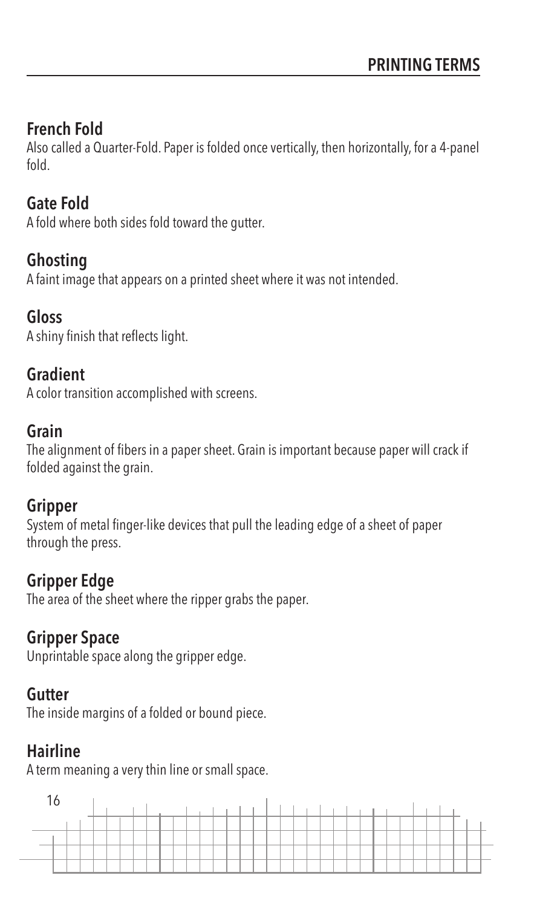## French Fold
Also called a Quarter-Fold. Paper is folded once vertically, then horizontally, for a 4-panel fold.

## Gate Fold
A fold where both sides fold toward the gutter.

## Ghosting
A faint image that appears on a printed sheet where it was not intended.

## Gloss
A shiny finish that reflects light.

## Gradient
A color transition accomplished with screens.

## Grain
The alignment of fibers in a paper sheet. Grain is important because paper will crack if folded against the grain.

## Gripper
System of metal finger-like devices that pull the leading edge of a sheet of paper through the press.

## Gripper Edge
The area of the sheet where the ripper grabs the paper.

## Gripper Space
Unprintable space along the gripper edge.

## Gutter
The inside margins of a folded or bound piece.

## Hairline
A term meaning a very thin line or small space.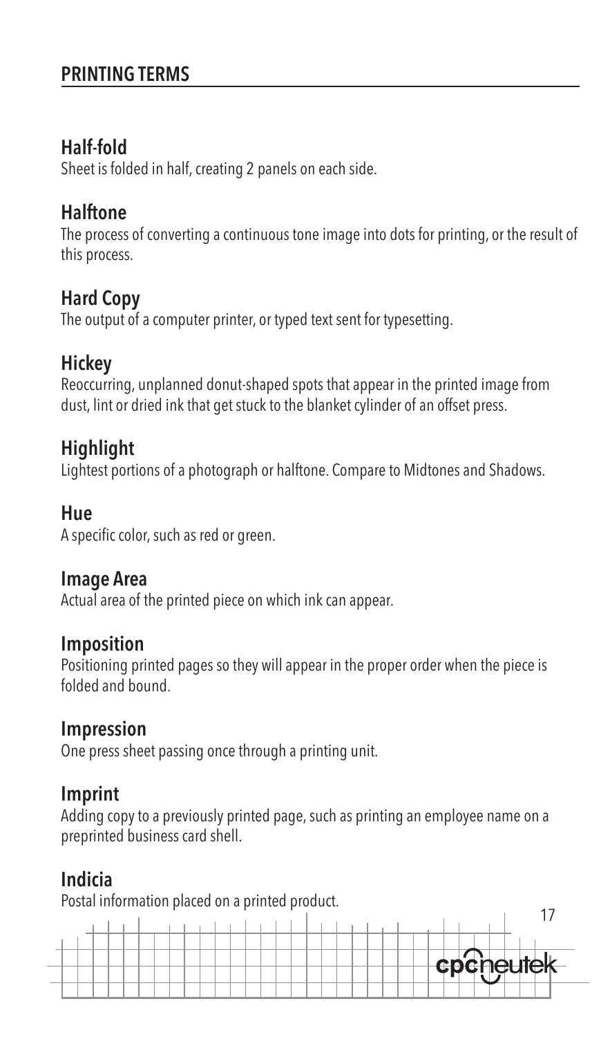## PRINTING TERMS

### Half-fold
Sheet is folded in half, creating 2 panels on each side.

### Halftone
The process of converting a continuous tone image into dots for printing, or the result of this process.

### Hard Copy
The output of a computer printer, or typed text sent for typesetting.

### Hickey
Reoccurring, unplanned donut-shaped spots that appear in the printed image from dust, lint or dried ink that get stuck to the blanket cylinder of an offset press.

### Highlight
Lightest portions of a photograph or halftone. Compare to Midtones and Shadows.

### Hue
A specific color, such as red or green.

### Image Area
Actual area of the printed piece on which ink can appear.

### Imposition
Positioning printed pages so they will appear in the proper order when the piece is folded and bound.

### Impression
One press sheet passing once through a printing unit.

### Imprint
Adding copy to a previously printed page, such as printing an employee name on a preprinted business card shell.

### Indicia
Postal information placed on a printed product.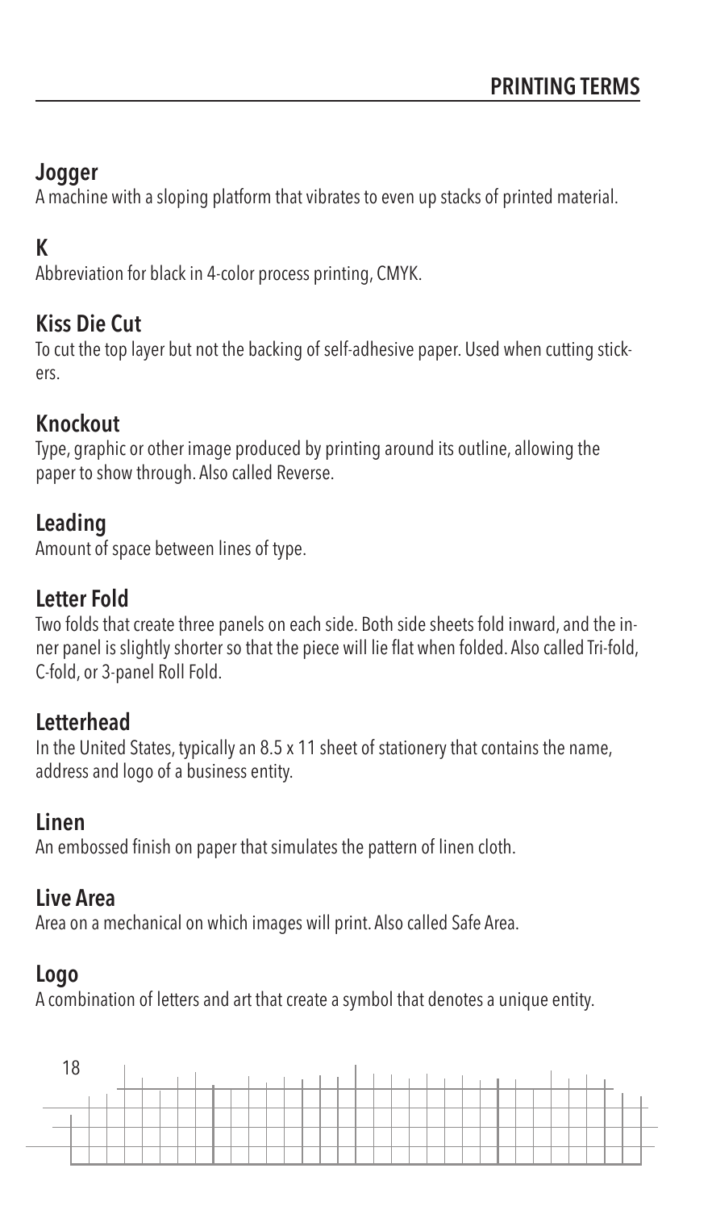### Jogger
A machine with a sloping platform that vibrates to even up stacks of printed material.

### K
Abbreviation for black in 4-color process printing, CMYK.

### Kiss Die Cut
To cut the top layer but not the backing of self-adhesive paper. Used when cutting stickers.

### Knockout
Type, graphic or other image produced by printing around its outline, allowing the paper to show through. Also called Reverse.

### Leading
Amount of space between lines of type.

### Letter Fold
Two folds that create three panels on each side. Both side sheets fold inward, and the inner panel is slightly shorter so that the piece will lie flat when folded. Also called Tri-fold, C-fold, or 3-panel Roll Fold.

### Letterhead
In the United States, typically an 8.5 x 11 sheet of stationery that contains the name, address and logo of a business entity.

### Linen
An embossed finish on paper that simulates the pattern of linen cloth.

### Live Area
Area on a mechanical on which images will print. Also called Safe Area.

### Logo
A combination of letters and art that create a symbol that denotes a unique entity.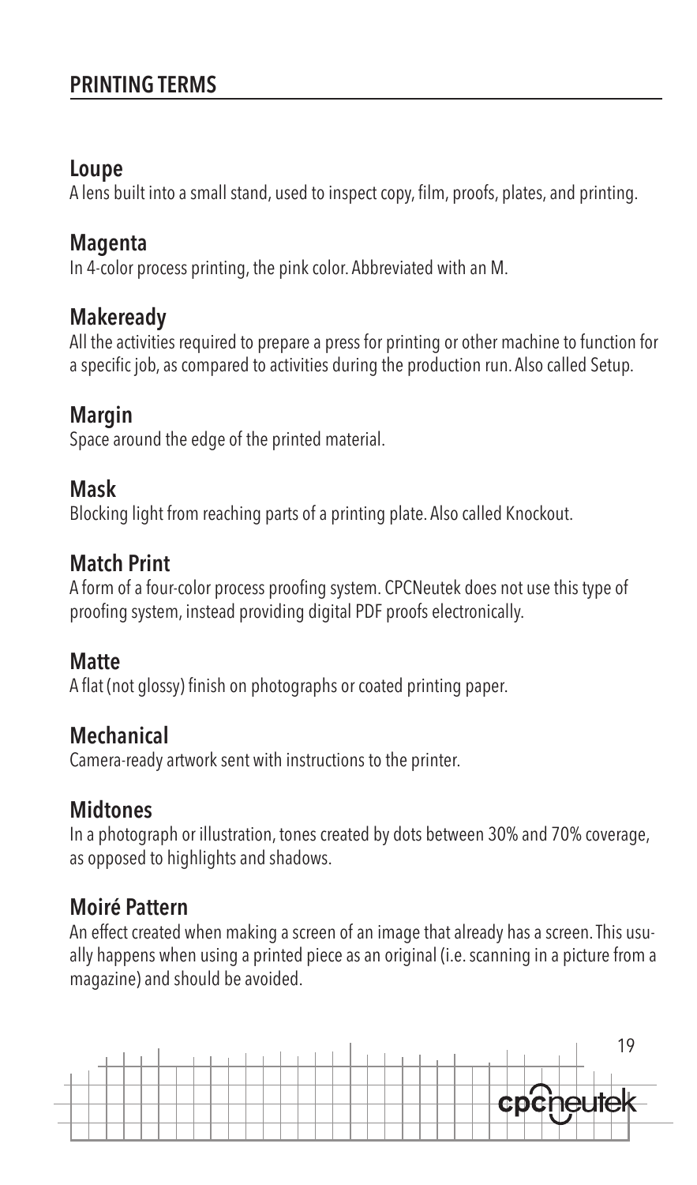## PRINTING TERMS

### Loupe
A lens built into a small stand, used to inspect copy, film, proofs, plates, and printing.

### Magenta
In 4-color process printing, the pink color. Abbreviated with an M.

### Makeready
All the activities required to prepare a press for printing or other machine to function for a specific job, as compared to activities during the production run. Also called Setup.

### Margin
Space around the edge of the printed material.

### Mask
Blocking light from reaching parts of a printing plate. Also called Knockout.

### Match Print
A form of a four-color process proofing system. CPCNeutek does not use this type of proofing system, instead providing digital PDF proofs electronically.

### Matte
A flat (not glossy) finish on photographs or coated printing paper.

### Mechanical
Camera-ready artwork sent with instructions to the printer.

### Midtones
In a photograph or illustration, tones created by dots between 30% and 70% coverage, as opposed to highlights and shadows.

### Moiré Pattern
An effect created when making a screen of an image that already has a screen. This usually happens when using a printed piece as an original (i.e. scanning in a picture from a magazine) and should be avoided.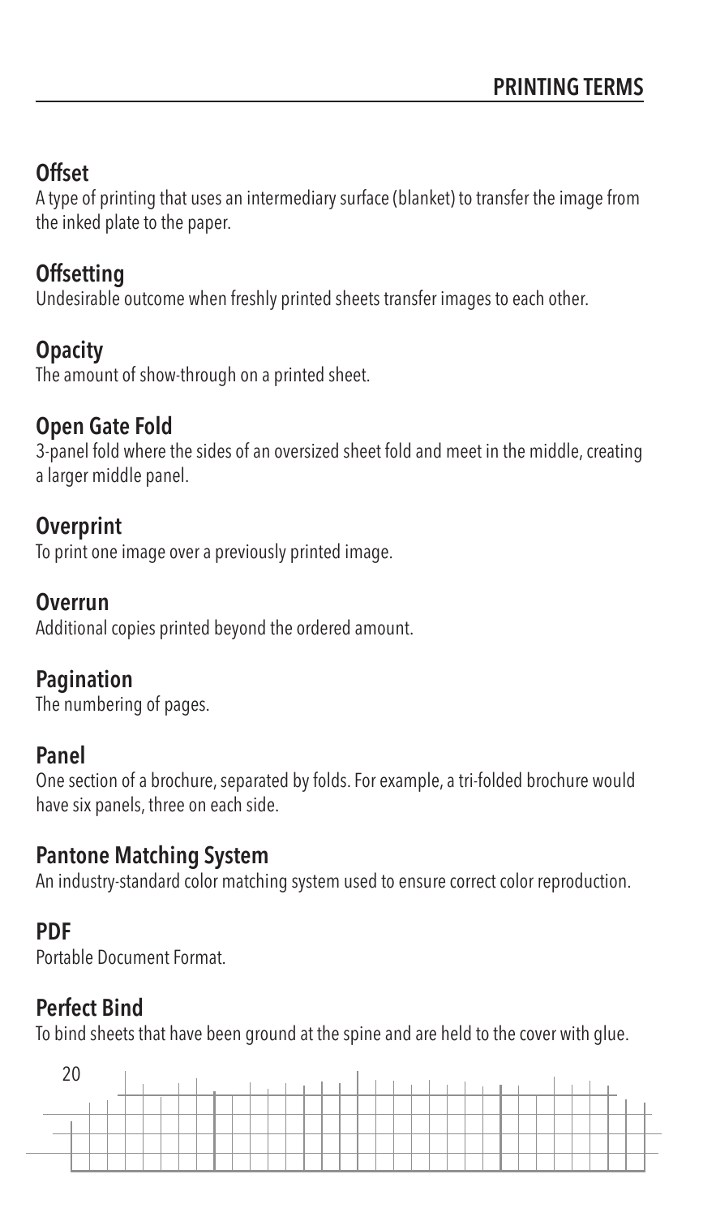## Offset

A type of printing that uses an intermediary surface (blanket) to transfer the image from the inked plate to the paper.

## Offsetting

Undesirable outcome when freshly printed sheets transfer images to each other.

## Opacity

The amount of show-through on a printed sheet.

## Open Gate Fold

3-panel fold where the sides of an oversized sheet fold and meet in the middle, creating a larger middle panel.

## Overprint

To print one image over a previously printed image.

## Overrun

Additional copies printed beyond the ordered amount.

## Pagination

The numbering of pages.

## Panel

One section of a brochure, separated by folds. For example, a tri-folded brochure would have six panels, three on each side.

## Pantone Matching System

An industry-standard color matching system used to ensure correct color reproduction.

## PDF

Portable Document Format.

## Perfect Bind

To bind sheets that have been ground at the spine and are held to the cover with glue.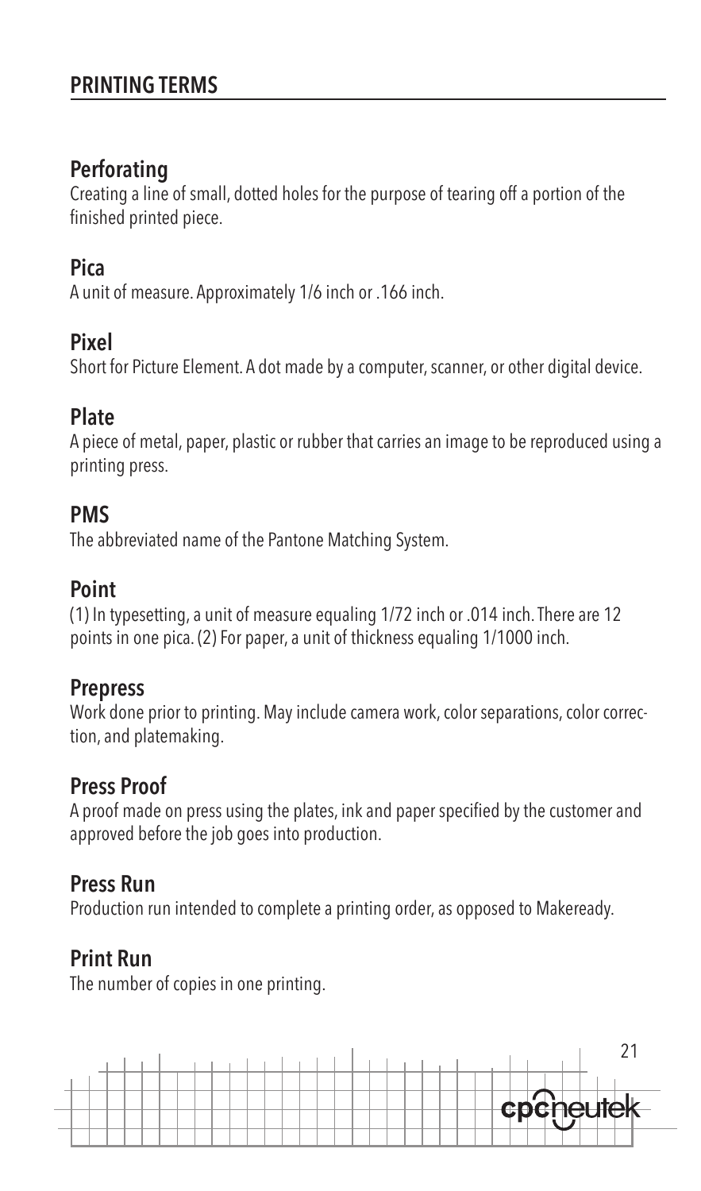## PRINTING TERMS

### Perforating
Creating a line of small, dotted holes for the purpose of tearing off a portion of the finished printed piece.

### Pica
A unit of measure. Approximately 1/6 inch or .166 inch.

### Pixel
Short for Picture Element. A dot made by a computer, scanner, or other digital device.

### Plate
A piece of metal, paper, plastic or rubber that carries an image to be reproduced using a printing press.

### PMS
The abbreviated name of the Pantone Matching System.

### Point
(1) In typesetting, a unit of measure equaling 1/72 inch or .014 inch. There are 12 points in one pica. (2) For paper, a unit of thickness equaling 1/1000 inch.

### Prepress
Work done prior to printing. May include camera work, color separations, color correction, and platemaking.

### Press Proof
A proof made on press using the plates, ink and paper specified by the customer and approved before the job goes into production.

### Press Run
Production run intended to complete a printing order, as opposed to Makeready.

### Print Run
The number of copies in one printing.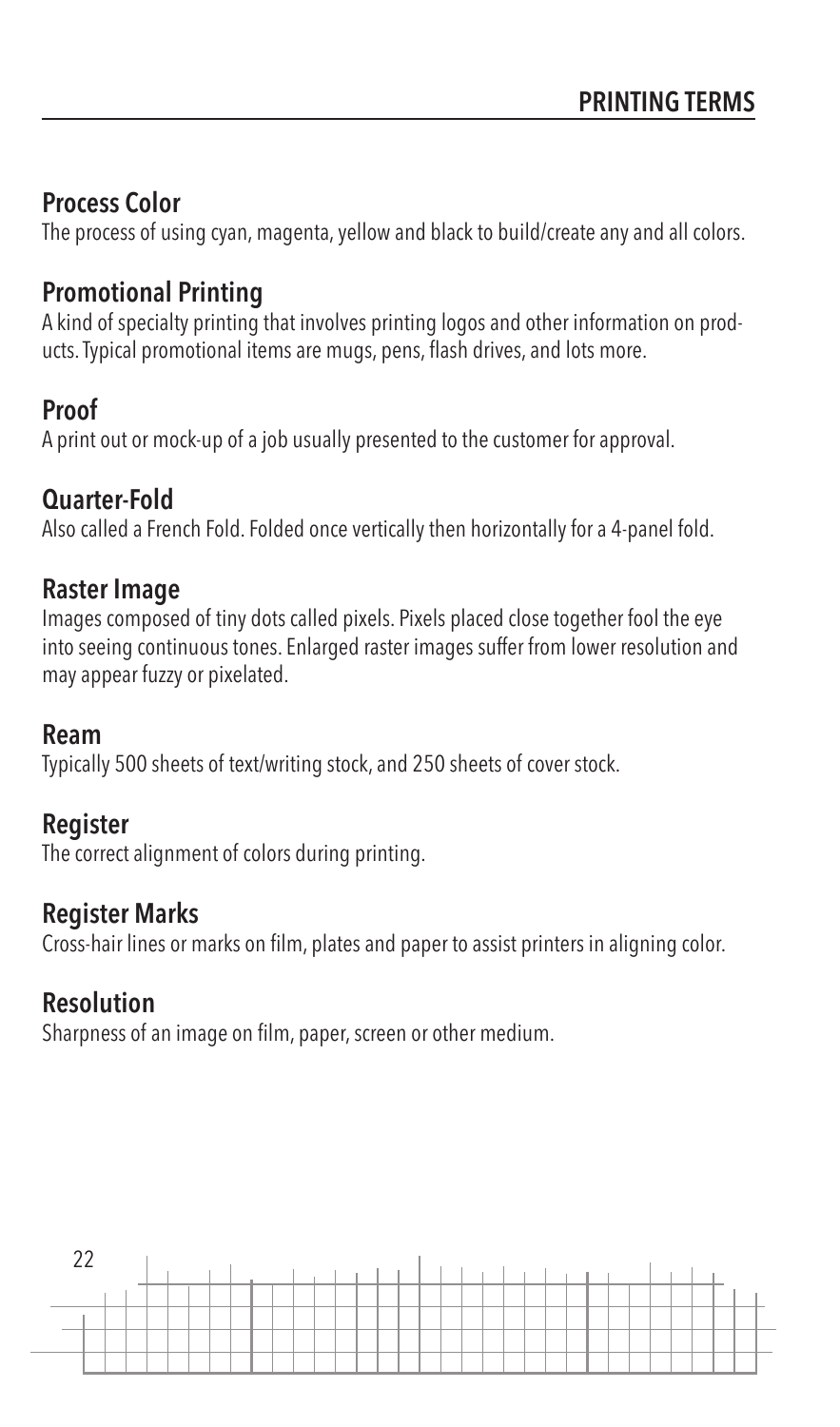## Process Color

The process of using cyan, magenta, yellow and black to build/create any and all colors.

## Promotional Printing

A kind of specialty printing that involves printing logos and other information on products. Typical promotional items are mugs, pens, flash drives, and lots more.

## Proof

A print out or mock-up of a job usually presented to the customer for approval.

## Quarter-Fold

Also called a French Fold. Folded once vertically then horizontally for a 4-panel fold.

## Raster Image

Images composed of tiny dots called pixels. Pixels placed close together fool the eye into seeing continuous tones. Enlarged raster images suffer from lower resolution and may appear fuzzy or pixelated.

## Ream

Typically 500 sheets of text/writing stock, and 250 sheets of cover stock.

## Register

The correct alignment of colors during printing.

## Register Marks

Cross-hair lines or marks on film, plates and paper to assist printers in aligning color.

## Resolution

Sharpness of an image on film, paper, screen or other medium.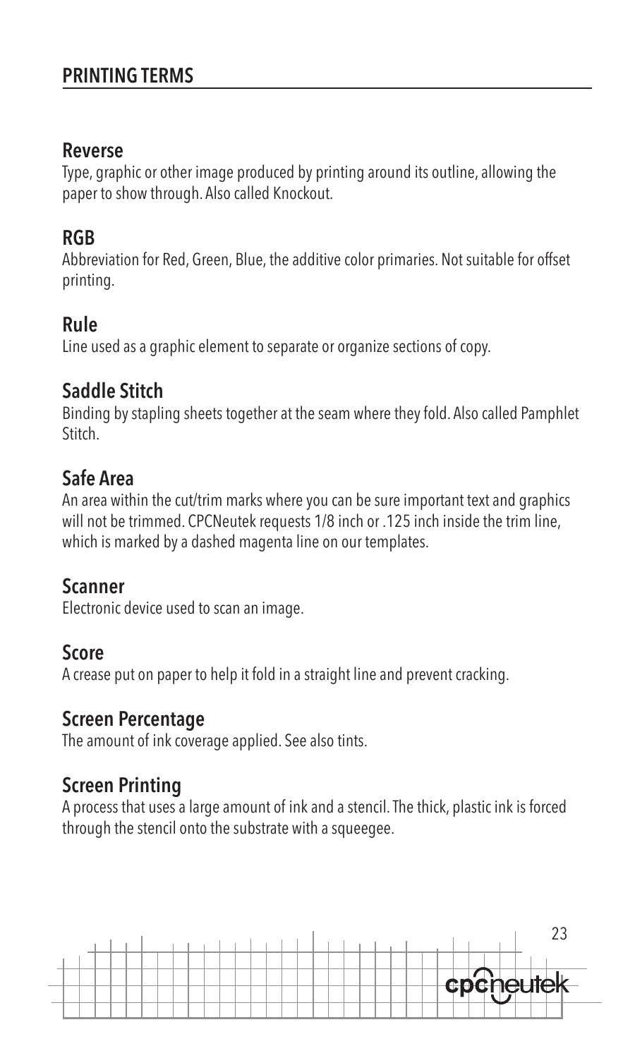## PRINTING TERMS

### Reverse

Type, graphic or other image produced by printing around its outline, allowing the paper to show through. Also called Knockout.

### RGB

Abbreviation for Red, Green, Blue, the additive color primaries. Not suitable for offset printing.

### Rule

Line used as a graphic element to separate or organize sections of copy.

### Saddle Stitch

Binding by stapling sheets together at the seam where they fold. Also called Pamphlet Stitch.

### Safe Area

An area within the cut/trim marks where you can be sure important text and graphics will not be trimmed. CPCNeutek requests 1/8 inch or .125 inch inside the trim line, which is marked by a dashed magenta line on our templates.

### Scanner

Electronic device used to scan an image.

### Score

A crease put on paper to help it fold in a straight line and prevent cracking.

### Screen Percentage

The amount of ink coverage applied. See also tints.

### Screen Printing

A process that uses a large amount of ink and a stencil. The thick, plastic ink is forced through the stencil onto the substrate with a squeegee.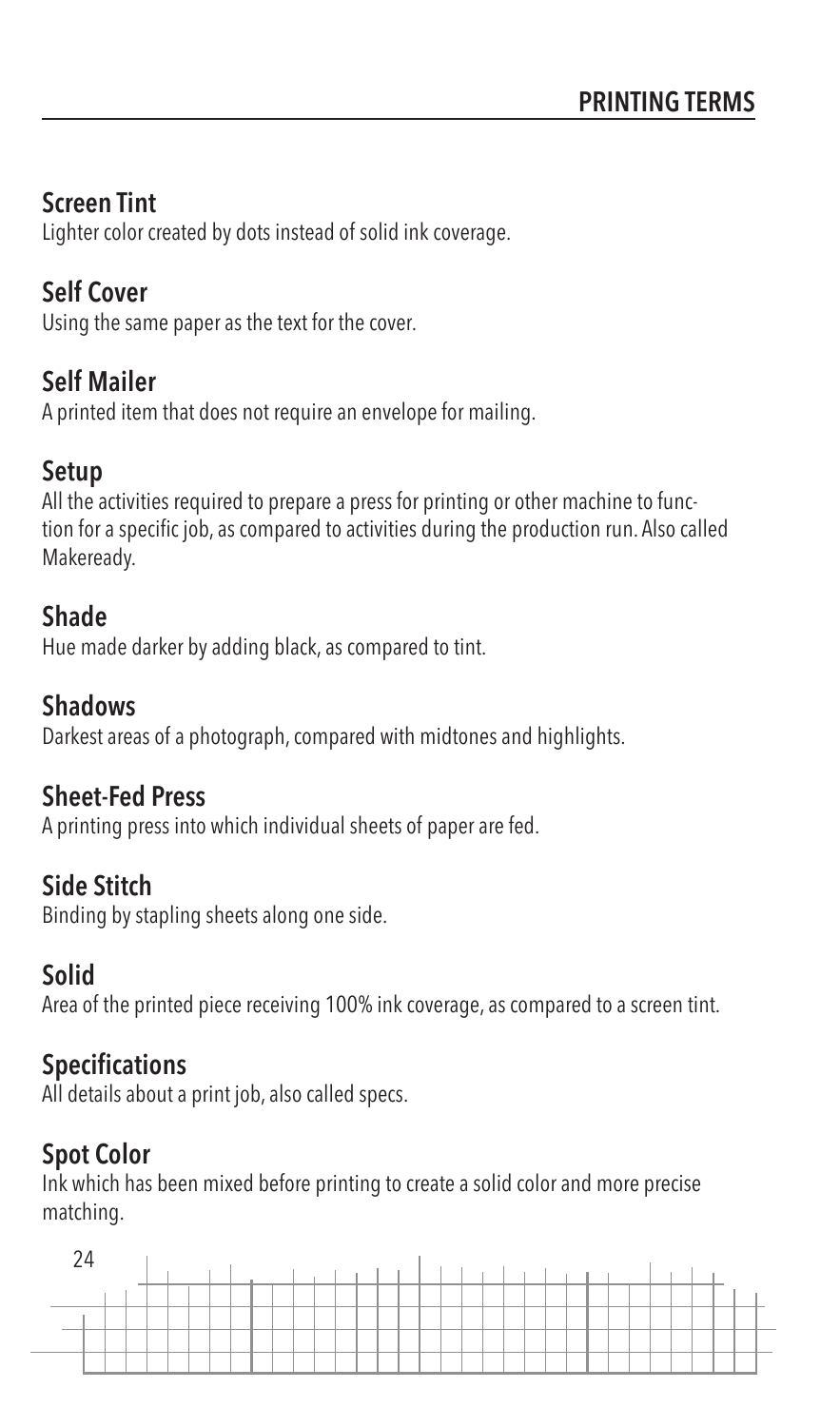## Screen Tint
Lighter color created by dots instead of solid ink coverage.

## Self Cover
Using the same paper as the text for the cover.

## Self Mailer
A printed item that does not require an envelope for mailing.

## Setup
All the activities required to prepare a press for printing or other machine to function for a specific job, as compared to activities during the production run. Also called Makeready.

## Shade
Hue made darker by adding black, as compared to tint.

## Shadows
Darkest areas of a photograph, compared with midtones and highlights.

## Sheet-Fed Press
A printing press into which individual sheets of paper are fed.

## Side Stitch
Binding by stapling sheets along one side.

## Solid
Area of the printed piece receiving 100% ink coverage, as compared to a screen tint.

## Specifications
All details about a print job, also called specs.

## Spot Color
Ink which has been mixed before printing to create a solid color and more precise matching.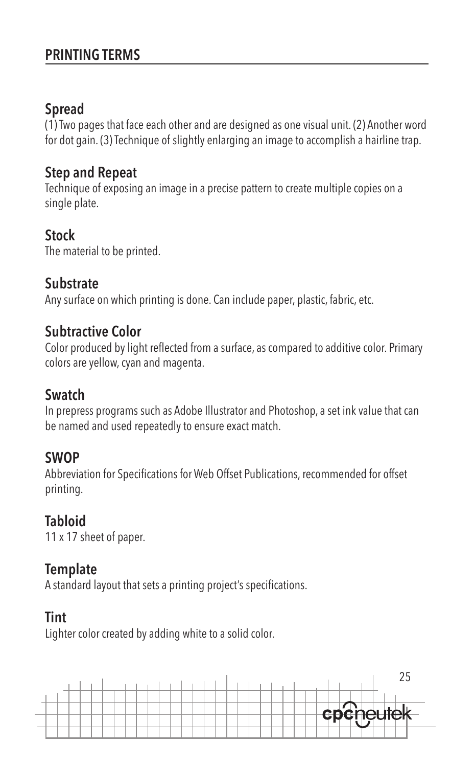## PRINTING TERMS

### Spread

(1) Two pages that face each other and are designed as one visual unit. (2) Another word for dot gain. (3) Technique of slightly enlarging an image to accomplish a hairline trap.

### Step and Repeat

Technique of exposing an image in a precise pattern to create multiple copies on a single plate.

### Stock

The material to be printed.

### Substrate

Any surface on which printing is done. Can include paper, plastic, fabric, etc.

### Subtractive Color

Color produced by light reflected from a surface, as compared to additive color. Primary colors are yellow, cyan and magenta.

### Swatch

In prepress programs such as Adobe Illustrator and Photoshop, a set ink value that can be named and used repeatedly to ensure exact match.

### SWOP

Abbreviation for Specifications for Web Offset Publications, recommended for offset printing.

### Tabloid

11 x 17 sheet of paper.

### Template

A standard layout that sets a printing project's specifications.

### Tint

Lighter color created by adding white to a solid color.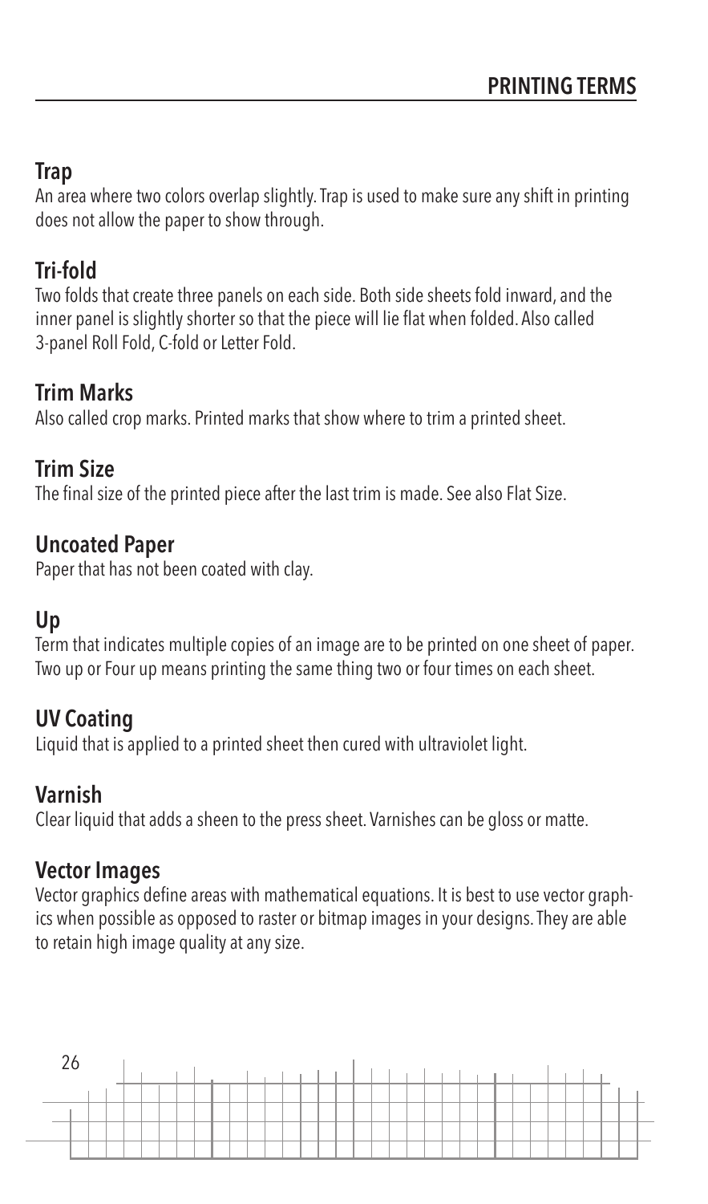## Trap

An area where two colors overlap slightly. Trap is used to make sure any shift in printing does not allow the paper to show through.

## Tri-fold

Two folds that create three panels on each side. Both side sheets fold inward, and the inner panel is slightly shorter so that the piece will lie flat when folded. Also called 3-panel Roll Fold, C-fold or Letter Fold.

## Trim Marks

Also called crop marks. Printed marks that show where to trim a printed sheet.

## Trim Size

The final size of the printed piece after the last trim is made. See also Flat Size.

## Uncoated Paper

Paper that has not been coated with clay.

## Up

Term that indicates multiple copies of an image are to be printed on one sheet of paper. Two up or Four up means printing the same thing two or four times on each sheet.

## UV Coating

Liquid that is applied to a printed sheet then cured with ultraviolet light.

## Varnish

Clear liquid that adds a sheen to the press sheet. Varnishes can be gloss or matte.

## Vector Images

Vector graphics define areas with mathematical equations. It is best to use vector graphics when possible as opposed to raster or bitmap images in your designs. They are able to retain high image quality at any size.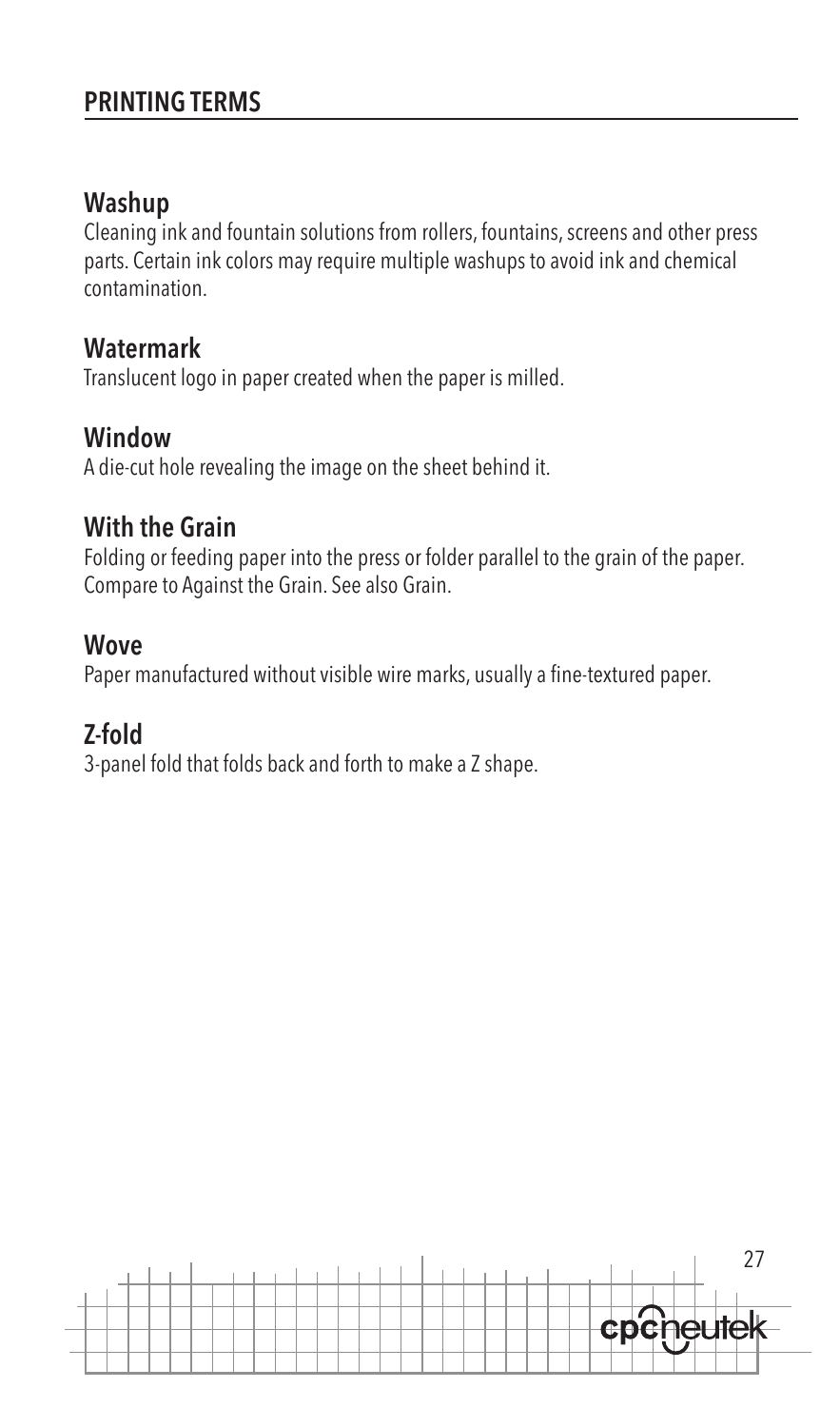## PRINTING TERMS

### Washup

Cleaning ink and fountain solutions from rollers, fountains, screens and other press parts. Certain ink colors may require multiple washups to avoid ink and chemical contamination.

### Watermark

Translucent logo in paper created when the paper is milled.

### Window

A die-cut hole revealing the image on the sheet behind it.

### With the Grain

Folding or feeding paper into the press or folder parallel to the grain of the paper. Compare to Against the Grain. See also Grain.

### Wove

Paper manufactured without visible wire marks, usually a fine-textured paper.

### Z-fold

3-panel fold that folds back and forth to make a Z shape.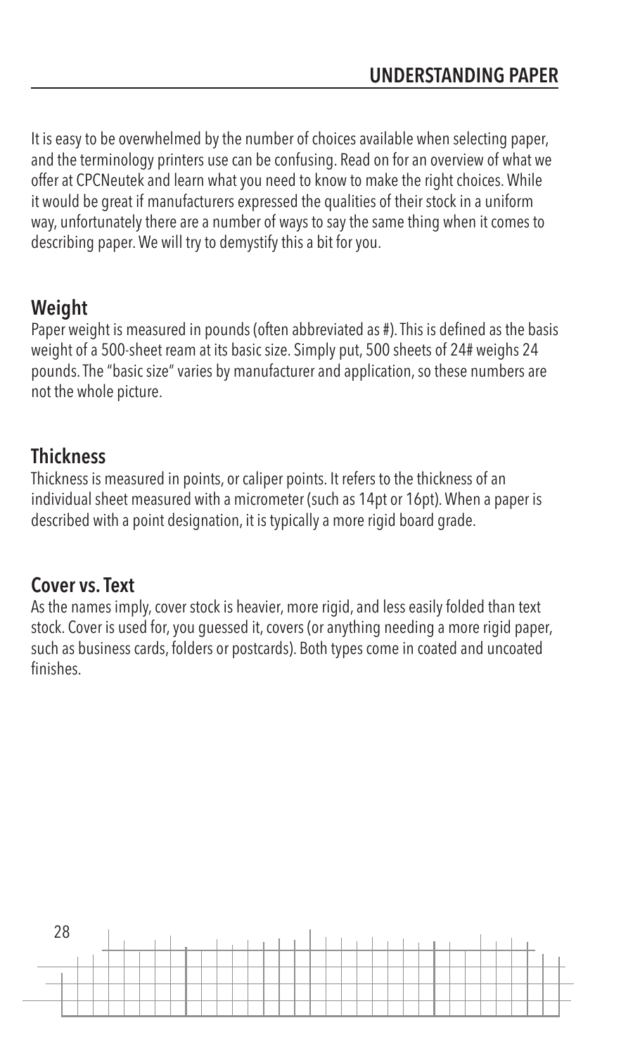# UNDERSTANDING PAPER

It is easy to be overwhelmed by the number of choices available when selecting paper, and the terminology printers use can be confusing. Read on for an overview of what we offer at CPCNeutek and learn what you need to know to make the right choices. While it would be great if manufacturers expressed the qualities of their stock in a uniform way, unfortunately there are a number of ways to say the same thing when it comes to describing paper. We will try to demystify this a bit for you.

## Weight

Paper weight is measured in pounds (often abbreviated as #). This is defined as the basis weight of a 500-sheet ream at its basic size. Simply put, 500 sheets of 24# weighs 24 pounds. The "basic size" varies by manufacturer and application, so these numbers are not the whole picture.

## Thickness

Thickness is measured in points, or caliper points. It refers to the thickness of an individual sheet measured with a micrometer (such as 14pt or 16pt). When a paper is described with a point designation, it is typically a more rigid board grade.

## Cover vs. Text

As the names imply, cover stock is heavier, more rigid, and less easily folded than text stock. Cover is used for, you guessed it, covers (or anything needing a more rigid paper, such as business cards, folders or postcards). Both types come in coated and uncoated finishes.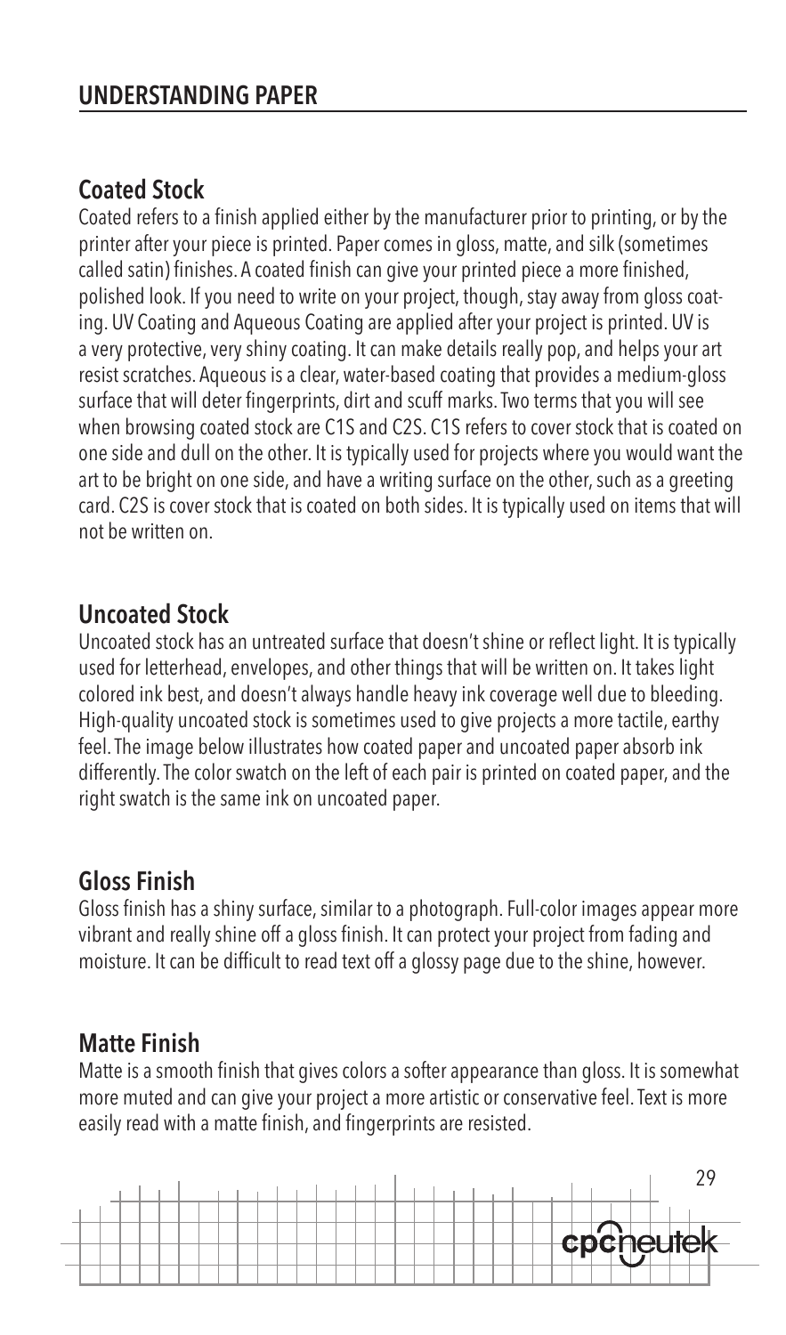## UNDERSTANDING PAPER

### Coated Stock

Coated refers to a finish applied either by the manufacturer prior to printing, or by the printer after your piece is printed. Paper comes in gloss, matte, and silk (sometimes called satin) finishes. A coated finish can give your printed piece a more finished, polished look. If you need to write on your project, though, stay away from gloss coating. UV Coating and Aqueous Coating are applied after your project is printed. UV is a very protective, very shiny coating. It can make details really pop, and helps your art resist scratches. Aqueous is a clear, water-based coating that provides a medium-gloss surface that will deter fingerprints, dirt and scuff marks. Two terms that you will see when browsing coated stock are C1S and C2S. C1S refers to cover stock that is coated on one side and dull on the other. It is typically used for projects where you would want the art to be bright on one side, and have a writing surface on the other, such as a greeting card. C2S is cover stock that is coated on both sides. It is typically used on items that will not be written on.

### Uncoated Stock

Uncoated stock has an untreated surface that doesn't shine or reflect light. It is typically used for letterhead, envelopes, and other things that will be written on. It takes light colored ink best, and doesn't always handle heavy ink coverage well due to bleeding. High-quality uncoated stock is sometimes used to give projects a more tactile, earthy feel. The image below illustrates how coated paper and uncoated paper absorb ink differently. The color swatch on the left of each pair is printed on coated paper, and the right swatch is the same ink on uncoated paper.

### Gloss Finish

Gloss finish has a shiny surface, similar to a photograph. Full-color images appear more vibrant and really shine off a gloss finish. It can protect your project from fading and moisture. It can be difficult to read text off a glossy page due to the shine, however.

### Matte Finish

Matte is a smooth finish that gives colors a softer appearance than gloss. It is somewhat more muted and can give your project a more artistic or conservative feel. Text is more easily read with a matte finish, and fingerprints are resisted.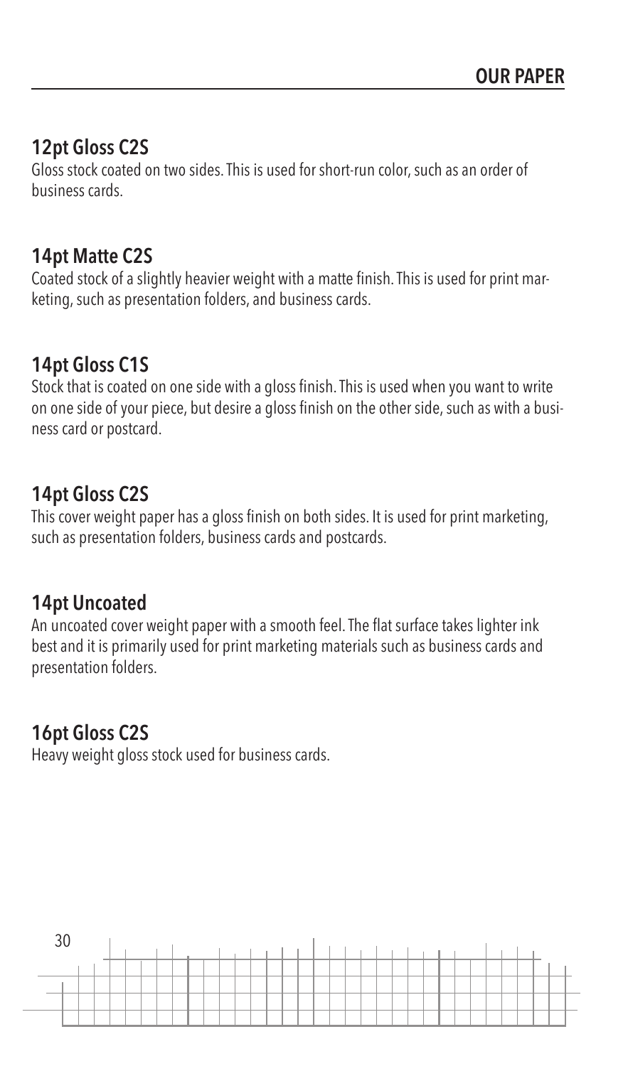## OUR PAPER

### 12pt Gloss C2S

Gloss stock coated on two sides. This is used for short-run color, such as an order of business cards.

### 14pt Matte C2S

Coated stock of a slightly heavier weight with a matte finish. This is used for print marketing, such as presentation folders, and business cards.

### 14pt Gloss C1S

Stock that is coated on one side with a gloss finish. This is used when you want to write on one side of your piece, but desire a gloss finish on the other side, such as with a business card or postcard.

### 14pt Gloss C2S

This cover weight paper has a gloss finish on both sides. It is used for print marketing, such as presentation folders, business cards and postcards.

### 14pt Uncoated

An uncoated cover weight paper with a smooth feel. The flat surface takes lighter ink best and it is primarily used for print marketing materials such as business cards and presentation folders.

### 16pt Gloss C2S

Heavy weight gloss stock used for business cards.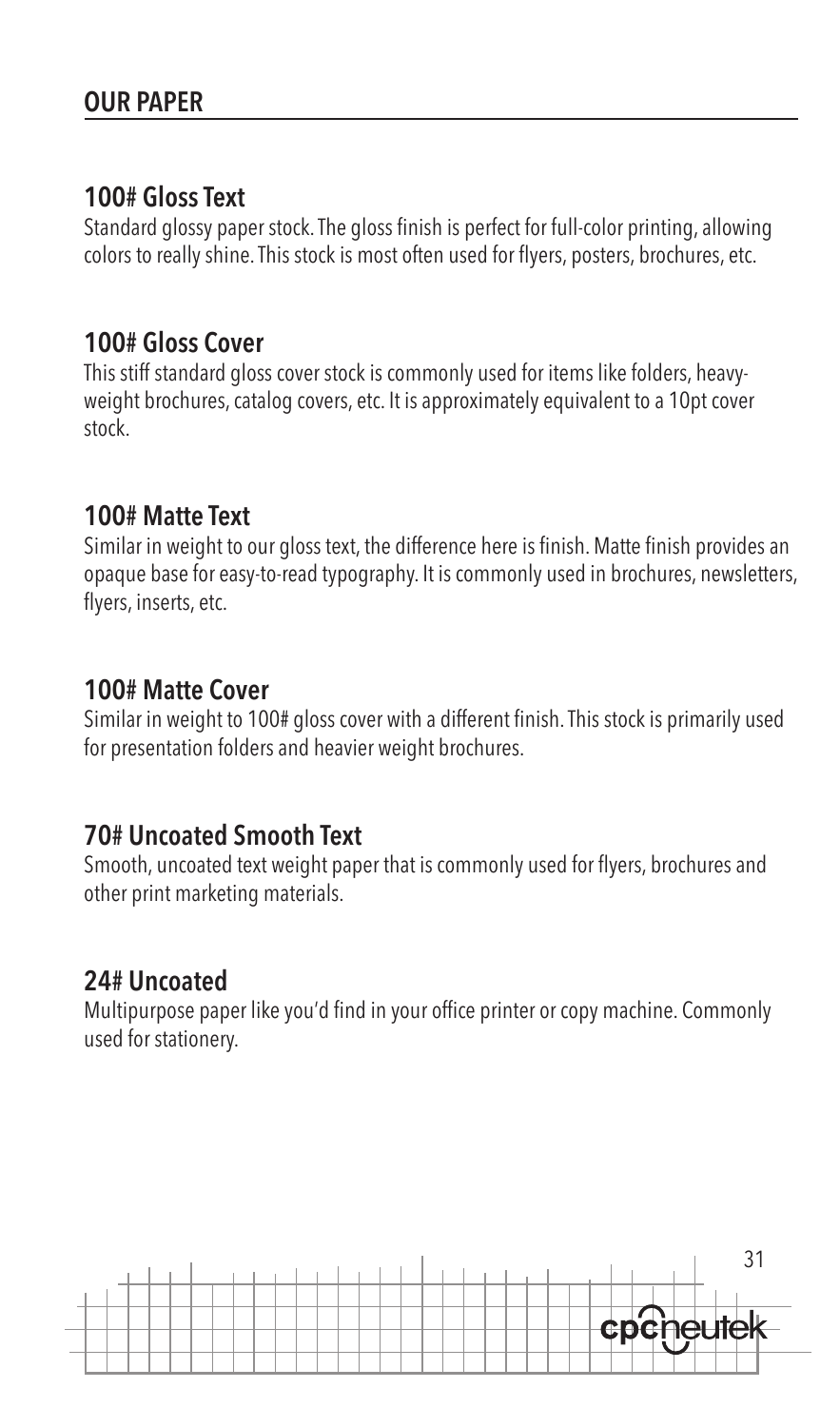## OUR PAPER

### 100# Gloss Text

Standard glossy paper stock. The gloss finish is perfect for full-color printing, allowing colors to really shine. This stock is most often used for flyers, posters, brochures, etc.

### 100# Gloss Cover

This stiff standard gloss cover stock is commonly used for items like folders, heavy-weight brochures, catalog covers, etc. It is approximately equivalent to a 10pt cover stock.

### 100# Matte Text

Similar in weight to our gloss text, the difference here is finish. Matte finish provides an opaque base for easy-to-read typography. It is commonly used in brochures, newsletters, flyers, inserts, etc.

### 100# Matte Cover

Similar in weight to 100# gloss cover with a different finish. This stock is primarily used for presentation folders and heavier weight brochures.

### 70# Uncoated Smooth Text

Smooth, uncoated text weight paper that is commonly used for flyers, brochures and other print marketing materials.

### 24# Uncoated

Multipurpose paper like you'd find in your office printer or copy machine. Commonly used for stationery.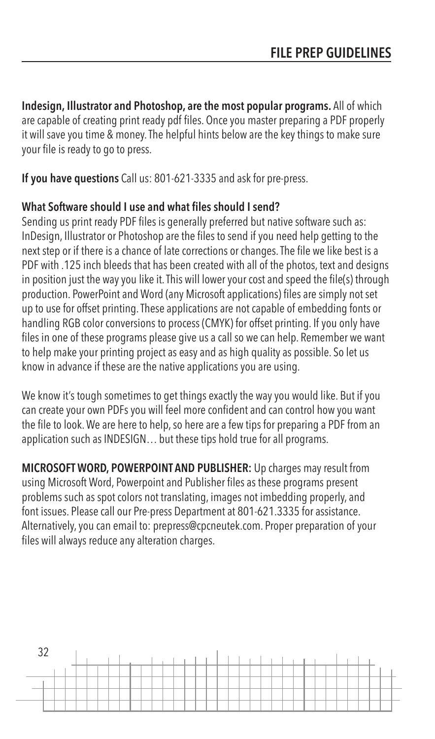## FILE PREP GUIDELINES

**Indesign, Illustrator and Photoshop, are the most popular programs.** All of which are capable of creating print ready pdf files. Once you master preparing a PDF properly it will save you time & money. The helpful hints below are the key things to make sure your file is ready to go to press.

**If you have questions** Call us: 801-621-3335 and ask for pre-press.

**What Software should I use and what files should I send?**
Sending us print ready PDF files is generally preferred but native software such as: InDesign, Illustrator or Photoshop are the files to send if you need help getting to the next step or if there is a chance of late corrections or changes. The file we like best is a PDF with .125 inch bleeds that has been created with all of the photos, text and designs in position just the way you like it. This will lower your cost and speed the file(s) through production. PowerPoint and Word (any Microsoft applications) files are simply not set up to use for offset printing. These applications are not capable of embedding fonts or handling RGB color conversions to process (CMYK) for offset printing. If you only have files in one of these programs please give us a call so we can help. Remember we want to help make your printing project as easy and as high quality as possible. So let us know in advance if these are the native applications you are using.

We know it's tough sometimes to get things exactly the way you would like. But if you can create your own PDFs you will feel more confident and can control how you want the file to look. We are here to help, so here are a few tips for preparing a PDF from an application such as INDESIGN… but these tips hold true for all programs.

**MICROSOFT WORD, POWERPOINT AND PUBLISHER:** Up charges may result from using Microsoft Word, Powerpoint and Publisher files as these programs present problems such as spot colors not translating, images not imbedding properly, and font issues. Please call our Pre-press Department at 801-621.3335 for assistance. Alternatively, you can email to: prepress@cpcneutek.com. Proper preparation of your files will always reduce any alteration charges.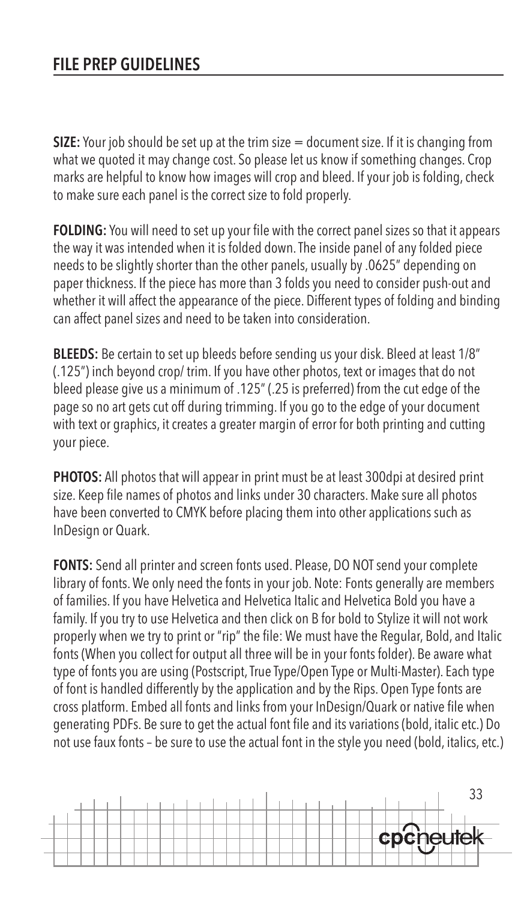## FILE PREP GUIDELINES

**SIZE:** Your job should be set up at the trim size = document size. If it is changing from what we quoted it may change cost. So please let us know if something changes. Crop marks are helpful to know how images will crop and bleed. If your job is folding, check to make sure each panel is the correct size to fold properly.

**FOLDING:** You will need to set up your file with the correct panel sizes so that it appears the way it was intended when it is folded down. The inside panel of any folded piece needs to be slightly shorter than the other panels, usually by .0625" depending on paper thickness. If the piece has more than 3 folds you need to consider push-out and whether it will affect the appearance of the piece. Different types of folding and binding can affect panel sizes and need to be taken into consideration.

**BLEEDS:** Be certain to set up bleeds before sending us your disk. Bleed at least 1/8" (.125") inch beyond crop/ trim. If you have other photos, text or images that do not bleed please give us a minimum of .125" (.25 is preferred) from the cut edge of the page so no art gets cut off during trimming. If you go to the edge of your document with text or graphics, it creates a greater margin of error for both printing and cutting your piece.

**PHOTOS:** All photos that will appear in print must be at least 300dpi at desired print size. Keep file names of photos and links under 30 characters. Make sure all photos have been converted to CMYK before placing them into other applications such as InDesign or Quark.

**FONTS:** Send all printer and screen fonts used. Please, DO NOT send your complete library of fonts. We only need the fonts in your job. Note: Fonts generally are members of families. If you have Helvetica and Helvetica Italic and Helvetica Bold you have a family. If you try to use Helvetica and then click on B for bold to Stylize it will not work properly when we try to print or "rip" the file: We must have the Regular, Bold, and Italic fonts (When you collect for output all three will be in your fonts folder). Be aware what type of fonts you are using (Postscript, True Type/Open Type or Multi-Master). Each type of font is handled differently by the application and by the Rips. Open Type fonts are cross platform. Embed all fonts and links from your InDesign/Quark or native file when generating PDFs. Be sure to get the actual font file and its variations (bold, italic etc.) Do not use faux fonts – be sure to use the actual font in the style you need (bold, italics, etc.)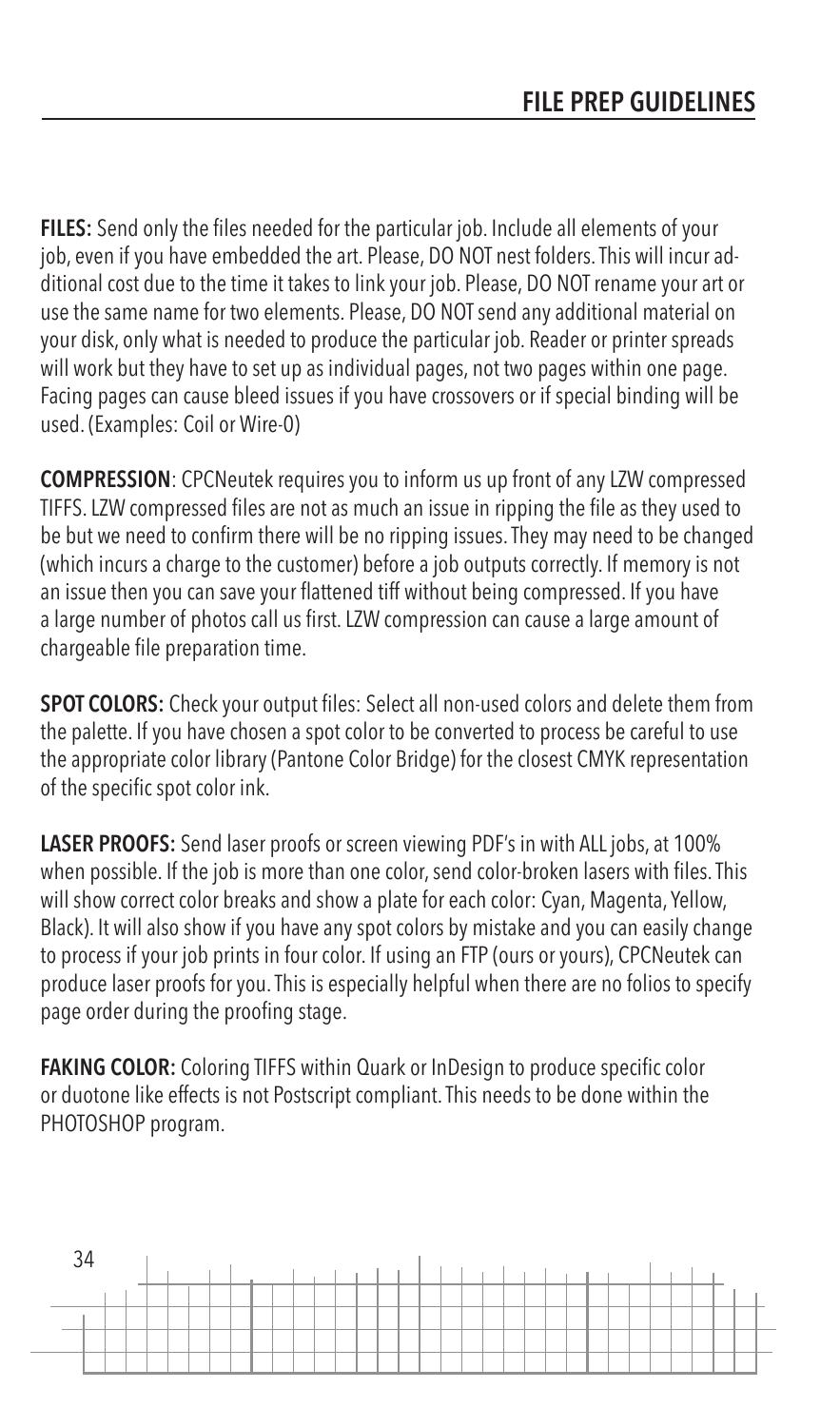# FILE PREP GUIDELINES

**FILES:** Send only the files needed for the particular job. Include all elements of your job, even if you have embedded the art. Please, DO NOT nest folders. This will incur additional cost due to the time it takes to link your job. Please, DO NOT rename your art or use the same name for two elements. Please, DO NOT send any additional material on your disk, only what is needed to produce the particular job. Reader or printer spreads will work but they have to set up as individual pages, not two pages within one page. Facing pages can cause bleed issues if you have crossovers or if special binding will be used. (Examples: Coil or Wire-0)

**COMPRESSION**: CPCNeutek requires you to inform us up front of any LZW compressed TIFFS. LZW compressed files are not as much an issue in ripping the file as they used to be but we need to confirm there will be no ripping issues. They may need to be changed (which incurs a charge to the customer) before a job outputs correctly. If memory is not an issue then you can save your flattened tiff without being compressed. If you have a large number of photos call us first. LZW compression can cause a large amount of chargeable file preparation time.

**SPOT COLORS:** Check your output files: Select all non-used colors and delete them from the palette. If you have chosen a spot color to be converted to process be careful to use the appropriate color library (Pantone Color Bridge) for the closest CMYK representation of the specific spot color ink.

**LASER PROOFS:** Send laser proofs or screen viewing PDF's in with ALL jobs, at 100% when possible. If the job is more than one color, send color-broken lasers with files. This will show correct color breaks and show a plate for each color: Cyan, Magenta, Yellow, Black). It will also show if you have any spot colors by mistake and you can easily change to process if your job prints in four color. If using an FTP (ours or yours), CPCNeutek can produce laser proofs for you. This is especially helpful when there are no folios to specify page order during the proofing stage.

**FAKING COLOR:** Coloring TIFFS within Quark or InDesign to produce specific color or duotone like effects is not Postscript compliant. This needs to be done within the PHOTOSHOP program.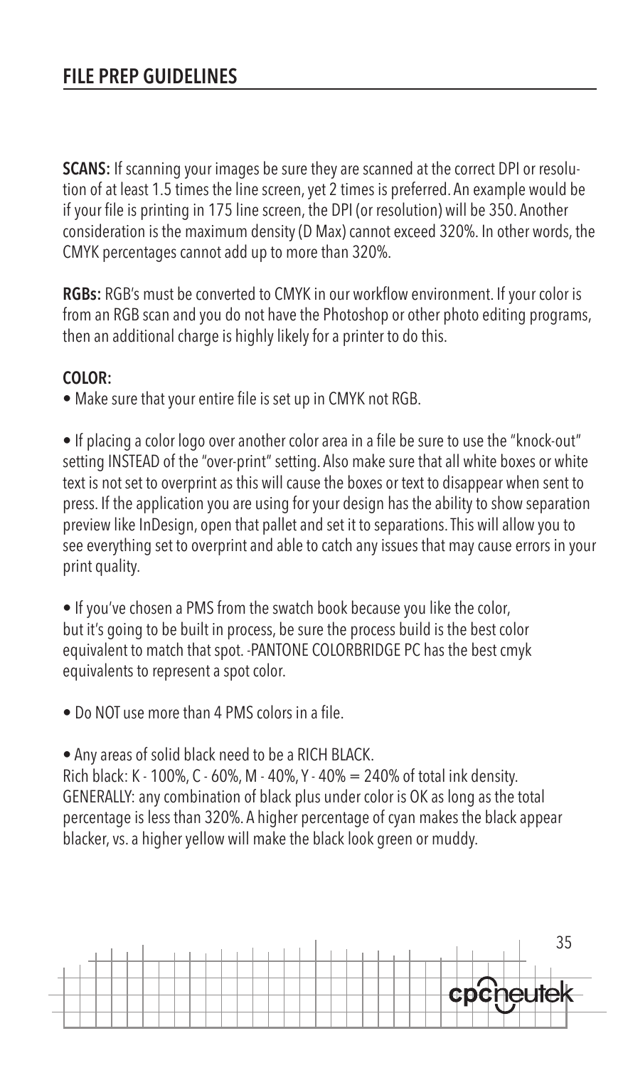## FILE PREP GUIDELINES

**SCANS:** If scanning your images be sure they are scanned at the correct DPI or resolution of at least 1.5 times the line screen, yet 2 times is preferred. An example would be if your file is printing in 175 line screen, the DPI (or resolution) will be 350. Another consideration is the maximum density (D Max) cannot exceed 320%. In other words, the CMYK percentages cannot add up to more than 320%.

**RGBs:** RGB's must be converted to CMYK in our workflow environment. If your color is from an RGB scan and you do not have the Photoshop or other photo editing programs, then an additional charge is highly likely for a printer to do this.

**COLOR:**

- Make sure that your entire file is set up in CMYK not RGB.

- If placing a color logo over another color area in a file be sure to use the "knock-out" setting INSTEAD of the "over-print" setting. Also make sure that all white boxes or white text is not set to overprint as this will cause the boxes or text to disappear when sent to press. If the application you are using for your design has the ability to show separation preview like InDesign, open that pallet and set it to separations. This will allow you to see everything set to overprint and able to catch any issues that may cause errors in your print quality.

- If you've chosen a PMS from the swatch book because you like the color, but it's going to be built in process, be sure the process build is the best color equivalent to match that spot. -PANTONE COLORBRIDGE PC has the best cmyk equivalents to represent a spot color.

- Do NOT use more than 4 PMS colors in a file.

- Any areas of solid black need to be a RICH BLACK.

Rich black: K - 100%, C - 60%, M - 40%, Y - 40% = 240% of total ink density.
GENERALLY: any combination of black plus under color is OK as long as the total percentage is less than 320%. A higher percentage of cyan makes the black appear blacker, vs. a higher yellow will make the black look green or muddy.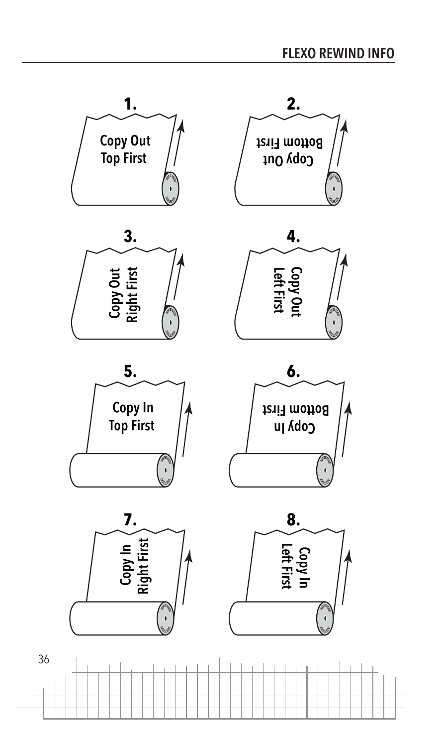**1.** Copy Out Top First

**2.** Copy Out Bottom First

**3.** Copy Out Right First

**4.** Copy Out Left First

**5.** Copy In Top First

**6.** Copy In Bottom First

**7.** Copy In Right First

**8.** Copy In Left First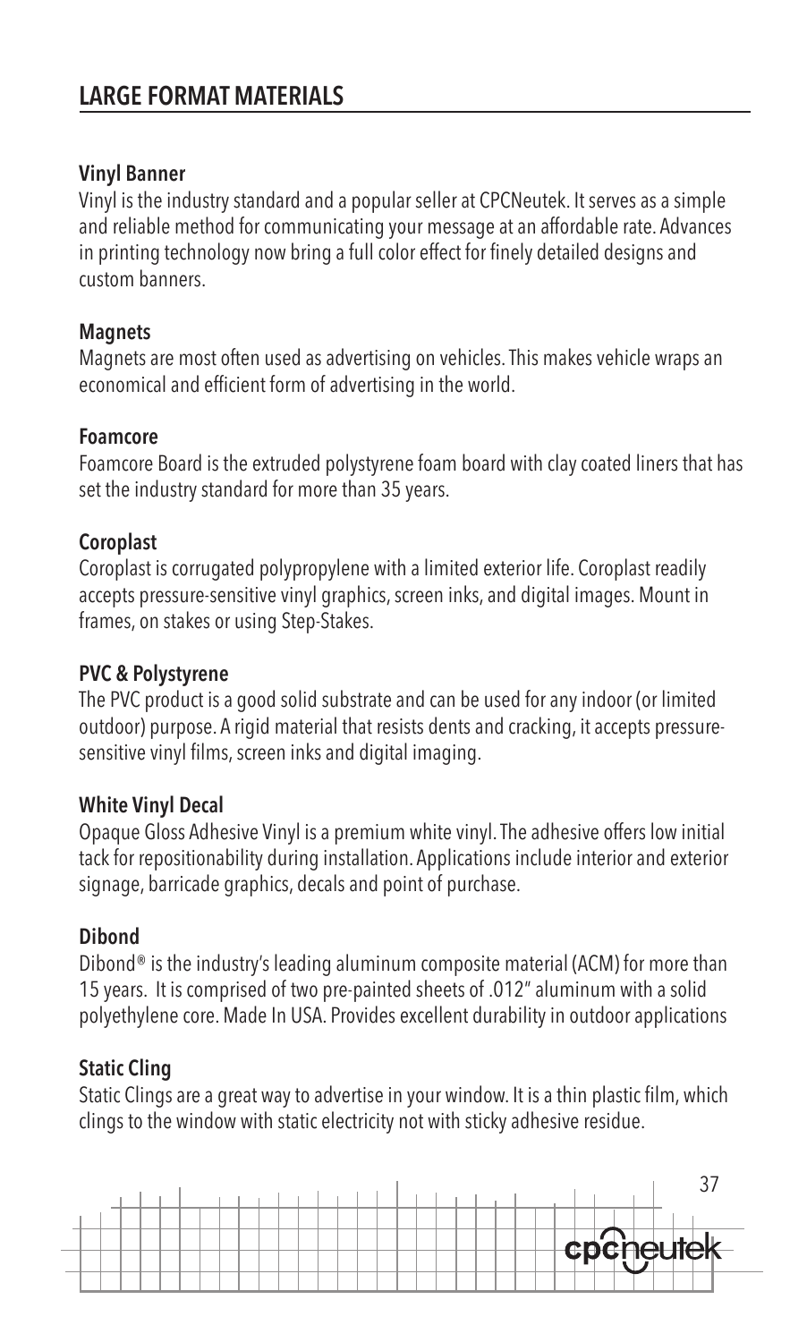# LARGE FORMAT MATERIALS

### Vinyl Banner

Vinyl is the industry standard and a popular seller at CPCNeutek. It serves as a simple and reliable method for communicating your message at an affordable rate. Advances in printing technology now bring a full color effect for finely detailed designs and custom banners.

### Magnets

Magnets are most often used as advertising on vehicles. This makes vehicle wraps an economical and efficient form of advertising in the world.

### Foamcore

Foamcore Board is the extruded polystyrene foam board with clay coated liners that has set the industry standard for more than 35 years.

### Coroplast

Coroplast is corrugated polypropylene with a limited exterior life. Coroplast readily accepts pressure-sensitive vinyl graphics, screen inks, and digital images. Mount in frames, on stakes or using Step-Stakes.

### PVC & Polystyrene

The PVC product is a good solid substrate and can be used for any indoor (or limited outdoor) purpose. A rigid material that resists dents and cracking, it accepts pressure-sensitive vinyl films, screen inks and digital imaging.

### White Vinyl Decal

Opaque Gloss Adhesive Vinyl is a premium white vinyl. The adhesive offers low initial tack for repositionability during installation. Applications include interior and exterior signage, barricade graphics, decals and point of purchase.

### Dibond

Dibond® is the industry's leading aluminum composite material (ACM) for more than 15 years. It is comprised of two pre-painted sheets of .012" aluminum with a solid polyethylene core. Made In USA. Provides excellent durability in outdoor applications

### Static Cling

Static Clings are a great way to advertise in your window. It is a thin plastic film, which clings to the window with static electricity not with sticky adhesive residue.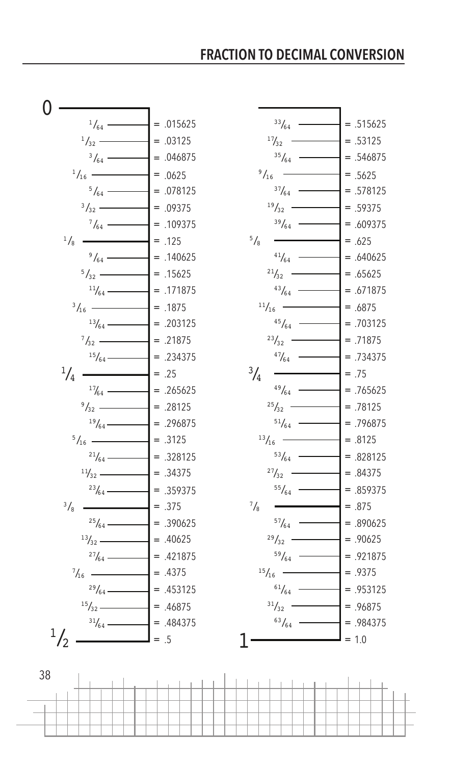## FRACTION TO DECIMAL CONVERSION

| Fraction | Decimal |
|---|---|
| 0 | |
| 1/64 | = .015625 |
| 1/32 | = .03125 |
| 3/64 | = .046875 |
| 1/16 | = .0625 |
| 5/64 | = .078125 |
| 3/32 | = .09375 |
| 7/64 | = .109375 |
| 1/8 | = .125 |
| 9/64 | = .140625 |
| 5/32 | = .15625 |
| 11/64 | = .171875 |
| 3/16 | = .1875 |
| 13/64 | = .203125 |
| 7/32 | = .21875 |
| 15/64 | = .234375 |
| 1/4 | = .25 |
| 17/64 | = .265625 |
| 9/32 | = .28125 |
| 19/64 | = .296875 |
| 5/16 | = .3125 |
| 21/64 | = .328125 |
| 11/32 | = .34375 |
| 23/64 | = .359375 |
| 3/8 | = .375 |
| 25/64 | = .390625 |
| 13/32 | = .40625 |
| 27/64 | = .421875 |
| 7/16 | = .4375 |
| 29/64 | = .453125 |
| 15/32 | = .46875 |
| 31/64 | = .484375 |
| 1/2 | = .5 |

| Fraction | Decimal |
|---|---|
| 33/64 | = .515625 |
| 17/32 | = .53125 |
| 35/64 | = .546875 |
| 9/16 | = .5625 |
| 37/64 | = .578125 |
| 19/32 | = .59375 |
| 39/64 | = .609375 |
| 5/8 | = .625 |
| 41/64 | = .640625 |
| 21/32 | = .65625 |
| 43/64 | = .671875 |
| 11/16 | = .6875 |
| 45/64 | = .703125 |
| 23/32 | = .71875 |
| 47/64 | = .734375 |
| 3/4 | = .75 |
| 49/64 | = .765625 |
| 25/32 | = .78125 |
| 51/64 | = .796875 |
| 13/16 | = .8125 |
| 53/64 | = .828125 |
| 27/32 | = .84375 |
| 55/64 | = .859375 |
| 7/8 | = .875 |
| 57/64 | = .890625 |
| 29/32 | = .90625 |
| 59/64 | = .921875 |
| 15/16 | = .9375 |
| 61/64 | = .953125 |
| 31/32 | = .96875 |
| 63/64 | = .984375 |
| 1 | = 1.0 |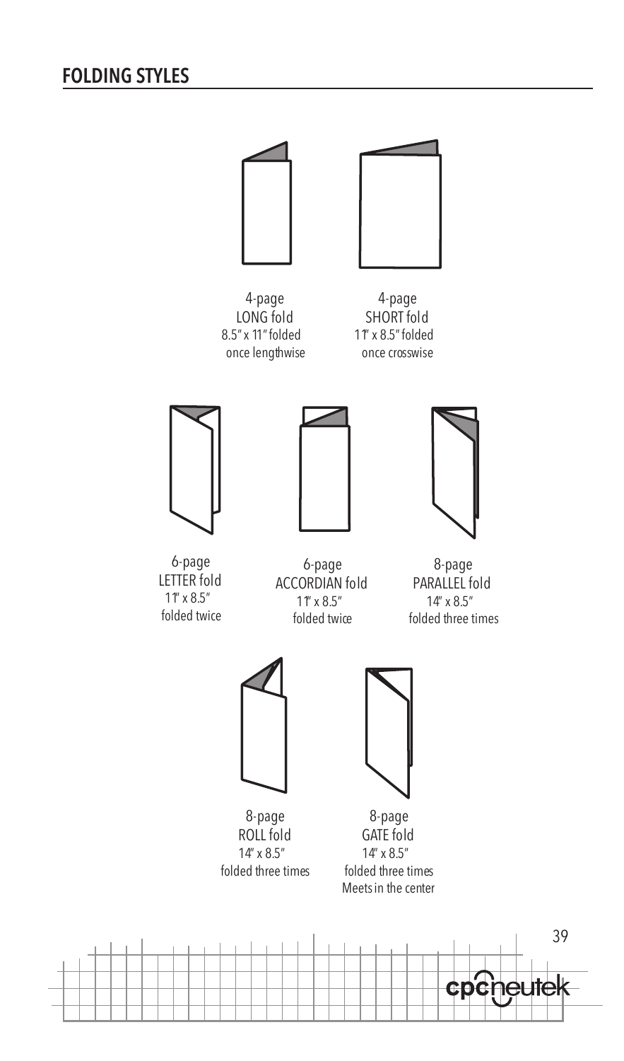## FOLDING STYLES

4-page
LONG fold
8.5" x 11" folded
once lengthwise

4-page
SHORT fold
11" x 8.5" folded
once crosswise

6-page
LETTER fold
11" x 8.5"
folded twice

6-page
ACCORDIAN fold
11" x 8.5"
folded twice

8-page
PARALLEL fold
14" x 8.5"
folded three times

8-page
ROLL fold
14" x 8.5"
folded three times

8-page
GATE fold
14" x 8.5"
folded three times
Meets in the center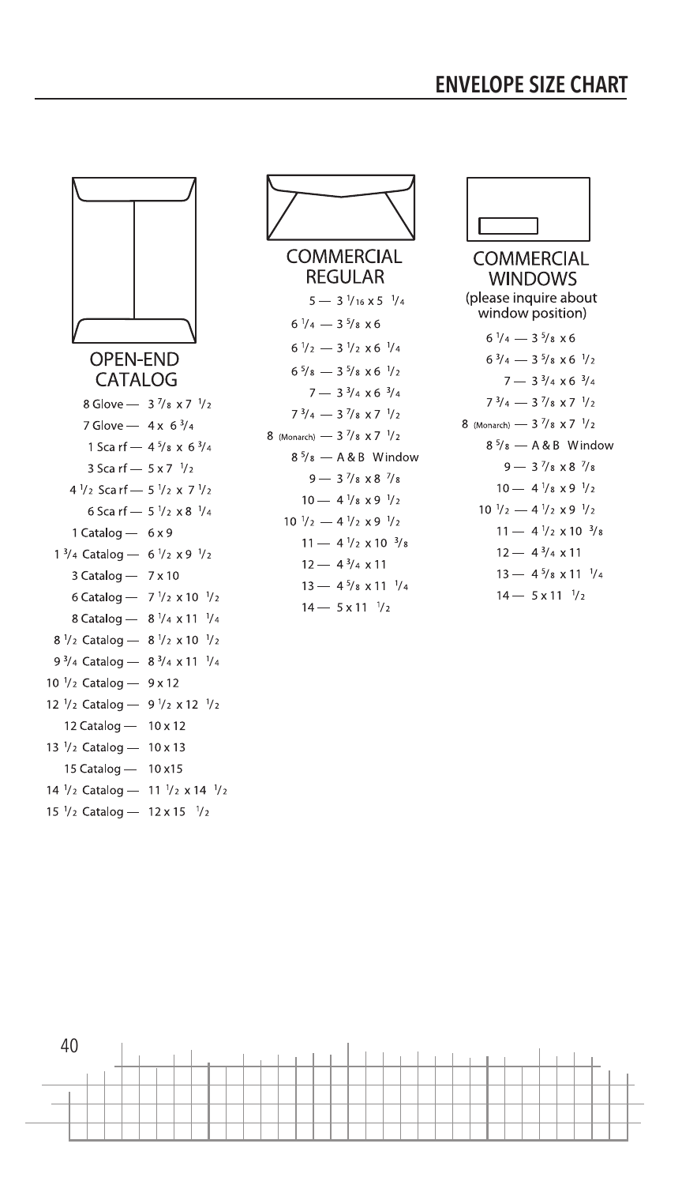# ENVELOPE SIZE CHART

## OPEN-END CATALOG

- 8 Glove — 3 7/8 x 7 1/2
- 7 Glove — 4 x 6 3/4
- 1 Scarf — 4 5/8 x 6 3/4
- 3 Scarf — 5 x 7 1/2
- 4 1/2 Scarf — 5 1/2 x 7 1/2
- 6 Scarf — 5 1/2 x 8 1/4
- 1 Catalog — 6 x 9
- 1 3/4 Catalog — 6 1/2 x 9 1/2
- 3 Catalog — 7 x 10
- 6 Catalog — 7 1/2 x 10 1/2
- 8 Catalog — 8 1/4 x 11 1/4
- 8 1/2 Catalog — 8 1/2 x 10 1/2
- 9 3/4 Catalog — 8 3/4 x 11 1/4
- 10 1/2 Catalog — 9 x 12
- 12 1/2 Catalog — 9 1/2 x 12 1/2
- 12 Catalog — 10 x 12
- 13 1/2 Catalog — 10 x 13
- 15 Catalog — 10 x 15
- 14 1/2 Catalog — 11 1/2 x 14 1/2
- 15 1/2 Catalog — 12 x 15 1/2

## COMMERCIAL REGULAR

- 5 — 3 1/16 x 5 1/4
- 6 1/4 — 3 5/8 x 6
- 6 1/2 — 3 1/2 x 6 1/4
- 6 5/8 — 3 5/8 x 6 1/2
- 7 — 3 3/4 x 6 3/4
- 7 3/4 — 3 7/8 x 7 1/2
- 8 (Monarch) — 3 7/8 x 7 1/2
- 8 5/8 — A & B Window
- 9 — 3 7/8 x 8 7/8
- 10 — 4 1/8 x 9 1/2
- 10 1/2 — 4 1/2 x 9 1/2
- 11 — 4 1/2 x 10 3/8
- 12 — 4 3/4 x 11
- 13 — 4 5/8 x 11 1/4
- 14 — 5 x 11 1/2

## COMMERCIAL WINDOWS

(please inquire about window position)

- 6 1/4 — 3 5/8 x 6
- 6 3/4 — 3 5/8 x 6 1/2
- 7 — 3 3/4 x 6 3/4
- 7 3/4 — 3 7/8 x 7 1/2
- 8 (Monarch) — 3 7/8 x 7 1/2
- 8 5/8 — A & B Window
- 9 — 3 7/8 x 8 7/8
- 10 — 4 1/8 x 9 1/2
- 10 1/2 — 4 1/2 x 9 1/2
- 11 — 4 1/2 x 10 3/8
- 12 — 4 3/4 x 11
- 13 — 4 5/8 x 11 1/4
- 14 — 5 x 11 1/2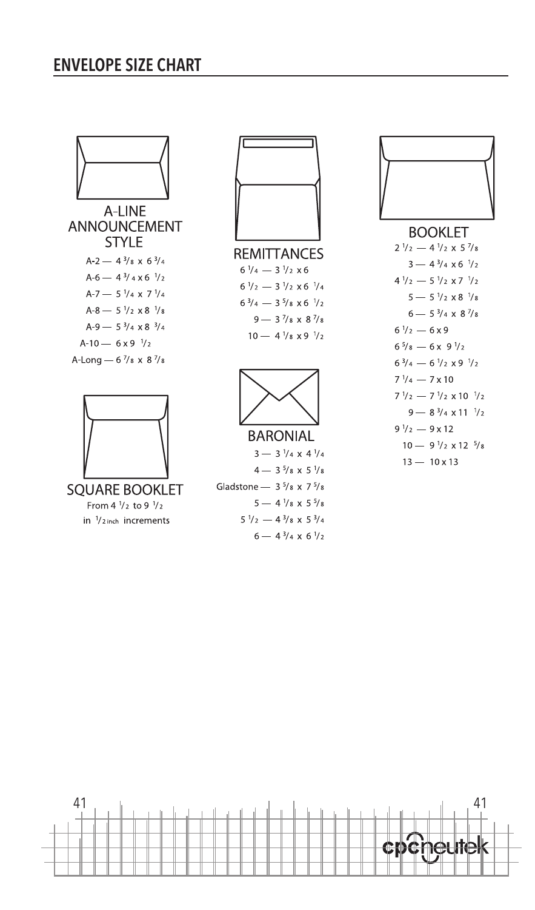## ENVELOPE SIZE CHART

### A-LINE ANNOUNCEMENT STYLE

- A-2 — 4 3/8 x 6 3/4
- A-6 — 4 3/4 x 6 1/2
- A-7 — 5 1/4 x 7 1/4
- A-8 — 5 1/2 x 8 1/8
- A-9 — 5 3/4 x 8 3/4
- A-10 — 6 x 9 1/2
- A-Long — 6 7/8 x 8 7/8

### SQUARE BOOKLET

From 4 1/2 to 9 1/2 in 1/2 inch increments

### REMITTANCES

- 6 1/4 — 3 1/2 x 6
- 6 1/2 — 3 1/2 x 6 1/4
- 6 3/4 — 3 5/8 x 6 1/2
- 9 — 3 7/8 x 8 7/8
- 10 — 4 1/8 x 9 1/2

### BARONIAL

- 3 — 3 1/4 x 4 1/4
- 4 — 3 5/8 x 5 1/8
- Gladstone — 3 5/8 x 7 5/8
- 5 — 4 1/8 x 5 5/8
- 5 1/2 — 4 3/8 x 5 3/4
- 6 — 4 3/4 x 6 1/2

### BOOKLET

- 2 1/2 — 4 1/2 x 5 7/8
- 3 — 4 3/4 x 6 1/2
- 4 1/2 — 5 1/2 x 7 1/2
- 5 — 5 1/2 x 8 1/8
- 6 — 5 3/4 x 8 7/8
- 6 1/2 — 6 x 9
- 6 5/8 — 6 x 9 1/2
- 6 3/4 — 6 1/2 x 9 1/2
- 7 1/4 — 7 x 10
- 7 1/2 — 7 1/2 x 10 1/2
- 9 — 8 3/4 x 11 1/2
- 9 1/2 — 9 x 12
- 10 — 9 1/2 x 12 5/8
- 13 — 10 x 13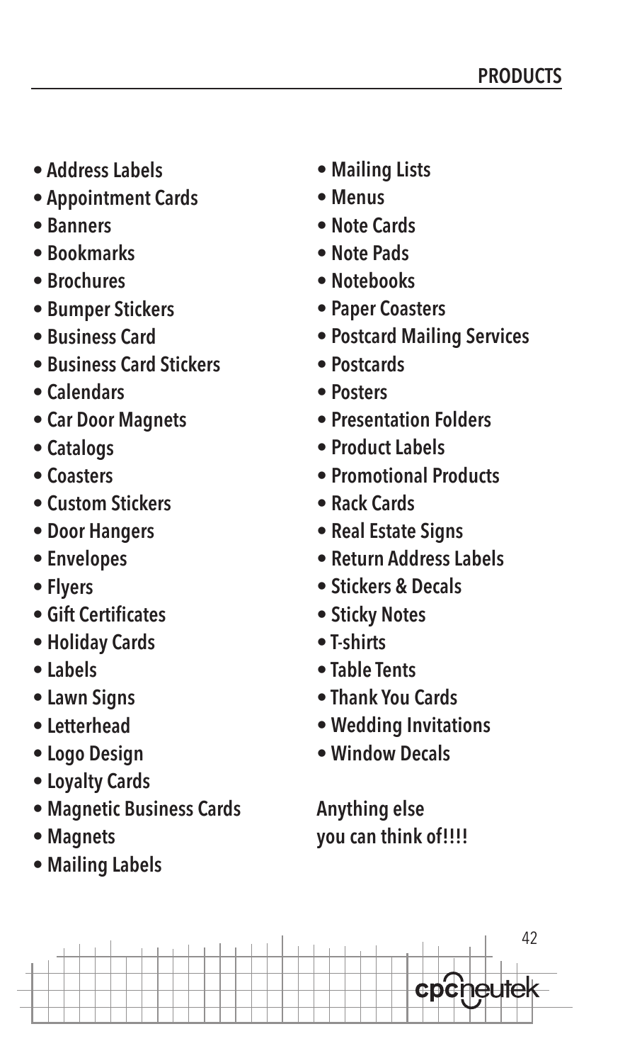## PRODUCTS

- Address Labels
- Appointment Cards
- Banners
- Bookmarks
- Brochures
- Bumper Stickers
- Business Card
- Business Card Stickers
- Calendars
- Car Door Magnets
- Catalogs
- Coasters
- Custom Stickers
- Door Hangers
- Envelopes
- Flyers
- Gift Certificates
- Holiday Cards
- Labels
- Lawn Signs
- Letterhead
- Logo Design
- Loyalty Cards
- Magnetic Business Cards
- Magnets
- Mailing Labels
- Mailing Lists
- Menus
- Note Cards
- Note Pads
- Notebooks
- Paper Coasters
- Postcard Mailing Services
- Postcards
- Posters
- Presentation Folders
- Product Labels
- Promotional Products
- Rack Cards
- Real Estate Signs
- Return Address Labels
- Stickers & Decals
- Sticky Notes
- T-shirts
- Table Tents
- Thank You Cards
- Wedding Invitations
- Window Decals

**Anything else you can think of!!!!**

cpcneutek